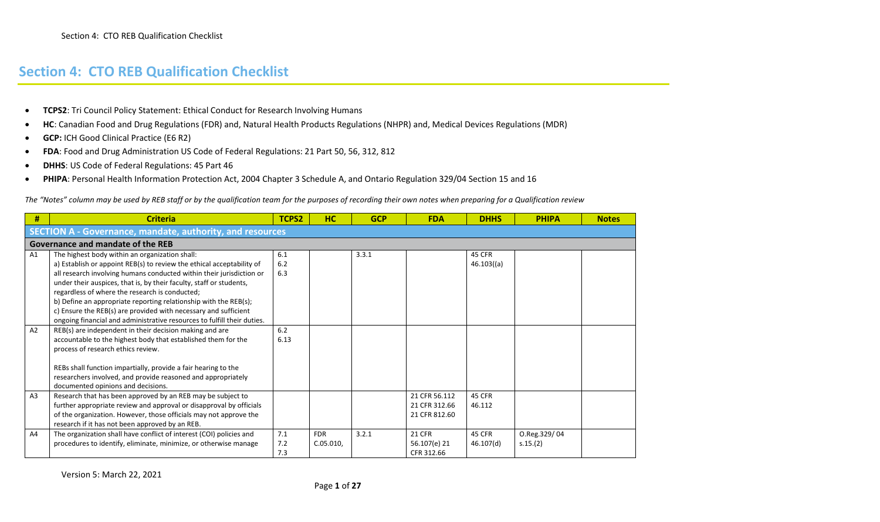# Section 4: CTO REB Qualification Checklist

- **TCPS2**: Tri Council Policy Statement: Ethical Conduct for Research Involving Humans
- **HC**: Canadian Food and Drug Regulations (FDR) and, Natural Health Products Regulations (NHPR) and, Medical Devices Regulations (MDR)
- **GCP:** ICH Good Clinical Practice (E6 R2)
- **FDA**: Food and Drug Administration US Code of Federal Regulations: 21 Part 50, 56, 312, 812
- **DHHS**: US Code of Federal Regulations: 45 Part 46
- **PHIPA**: Personal Health Information Protection Act, 2004 Chapter 3 Schedule A, and Ontario Regulation 329/04 Section 15 and 16

*The "Notes" column may be used by REB staff or by the qualification team for the purposes of recording their own notes when preparing for a Qualification review*

| # | Criteria | TCPS2 | HC | GCP | FDA | DHHS | PHIPA | Notes |
|---|---|---|---|---|---|---|---|---|
| **SECTION A - Governance, mandate, authority, and resources** | | | | | | | | |
| **Governance and mandate of the REB** | | | | | | | | |
| A1 | The highest body within an organization shall:<br>a) Establish or appoint REB(s) to review the ethical acceptability of all research involving humans conducted within their jurisdiction or under their auspices, that is, by their faculty, staff or students, regardless of where the research is conducted;<br>b) Define an appropriate reporting relationship with the REB(s);<br>c) Ensure the REB(s) are provided with necessary and sufficient ongoing financial and administrative resources to fulfill their duties. | 6.1<br>6.2<br>6.3 | | 3.3.1 | | 45 CFR 46.103((a) | | |
| A2 | REB(s) are independent in their decision making and are accountable to the highest body that established them for the process of research ethics review.<br><br>REBs shall function impartially, provide a fair hearing to the researchers involved, and provide reasoned and appropriately documented opinions and decisions. | 6.2<br>6.13 | | | | | | |
| A3 | Research that has been approved by an REB may be subject to further appropriate review and approval or disapproval by officials of the organization. However, those officials may not approve the research if it has not been approved by an REB. | | | | 21 CFR 56.112<br>21 CFR 312.66<br>21 CFR 812.60 | 45 CFR 46.112 | | |
| A4 | The organization shall have conflict of interest (COI) policies and procedures to identify, eliminate, minimize, or otherwise manage | 7.1<br>7.2<br>7.3 | FDR C.05.010, | 3.2.1 | 21 CFR 56.107(e) 21 CFR 312.66 | 45 CFR 46.107(d) | O.Reg.329/04 s.15.(2) | |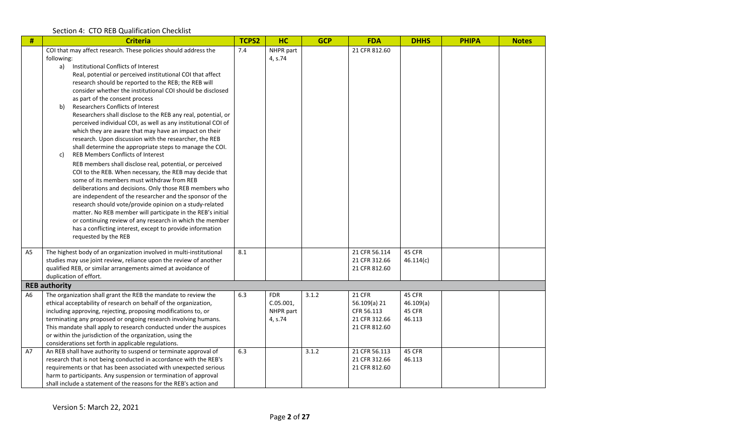Section 4: CTO REB Qualification Checklist

| # | Criteria | TCPS2 | HC | GCP | FDA | DHHS | PHIPA | Notes |
|---|---|---|---|---|---|---|---|---|
| | COI that may affect research. These policies should address the following:<br>a) Institutional Conflicts of Interest<br>Real, potential or perceived institutional COI that affect research should be reported to the REB; the REB will consider whether the institutional COI should be disclosed as part of the consent process<br>b) Researchers Conflicts of Interest<br>Researchers shall disclose to the REB any real, potential, or perceived individual COI, as well as any institutional COI of which they are aware that may have an impact on their research. Upon discussion with the researcher, the REB shall determine the appropriate steps to manage the COI.<br>c) REB Members Conflicts of Interest<br>REB members shall disclose real, potential, or perceived COI to the REB. When necessary, the REB may decide that some of its members must withdraw from REB deliberations and decisions. Only those REB members who are independent of the researcher and the sponsor of the research should vote/provide opinion on a study-related matter. No REB member will participate in the REB's initial or continuing review of any research in which the member has a conflicting interest, except to provide information requested by the REB | 7.4 | NHPR part 4, s.74 | | 21 CFR 812.60 | | | |
| A5 | The highest body of an organization involved in multi-institutional studies may use joint review, reliance upon the review of another qualified REB, or similar arrangements aimed at avoidance of duplication of effort. | 8.1 | | | 21 CFR 56.114<br>21 CFR 312.66<br>21 CFR 812.60 | 45 CFR 46.114(c) | | |
| **REB authority** | | | | | | | | |
| A6 | The organization shall grant the REB the mandate to review the ethical acceptability of research on behalf of the organization, including approving, rejecting, proposing modifications to, or terminating any proposed or ongoing research involving humans. This mandate shall apply to research conducted under the auspices or within the jurisdiction of the organization, using the considerations set forth in applicable regulations. | 6.3 | FDR C.05.001, NHPR part 4, s.74 | 3.1.2 | 21 CFR 56.109(a) 21 CFR 56.113<br>21 CFR 312.66<br>21 CFR 812.60 | 45 CFR 46.109(a)<br>45 CFR 46.113 | | |
| A7 | An REB shall have authority to suspend or terminate approval of research that is not being conducted in accordance with the REB's requirements or that has been associated with unexpected serious harm to participants. Any suspension or termination of approval shall include a statement of the reasons for the REB's action and | 6.3 | | 3.1.2 | 21 CFR 56.113<br>21 CFR 312.66<br>21 CFR 812.60 | 45 CFR 46.113 | | |

Version 5: March 22, 2021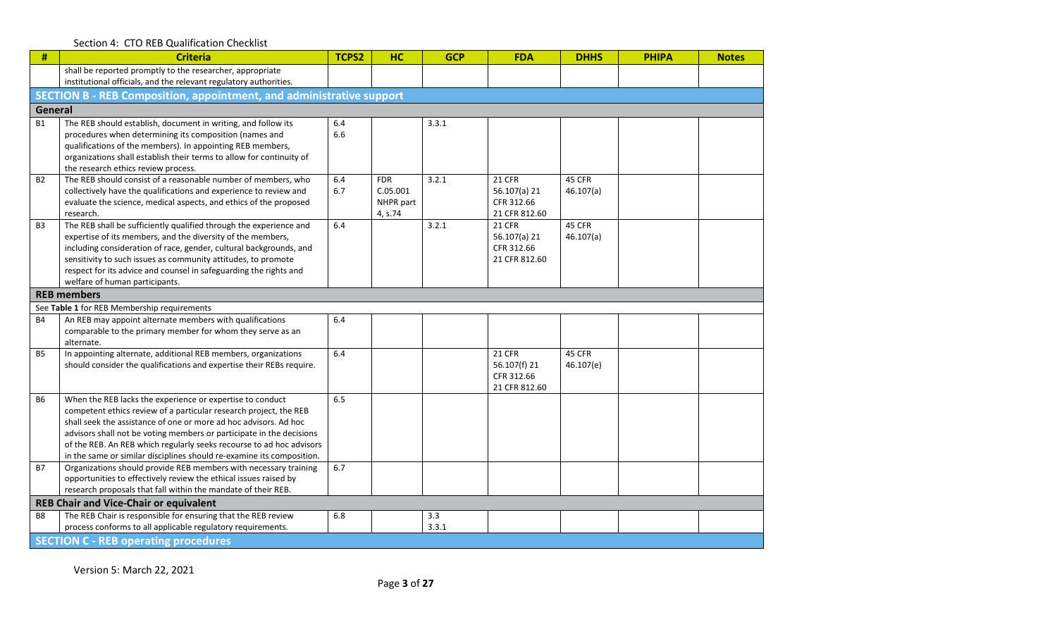Section 4: CTO REB Qualification Checklist

| # | Criteria | TCPS2 | HC | GCP | FDA | DHHS | PHIPA | Notes |
|---|---|---|---|---|---|---|---|---|
| | shall be reported promptly to the researcher, appropriate institutional officials, and the relevant regulatory authorities. | | | | | | | |
| **SECTION B - REB Composition, appointment, and administrative support** | | | | | | | | |
| **General** | | | | | | | | |
| B1 | The REB should establish, document in writing, and follow its procedures when determining its composition (names and qualifications of the members). In appointing REB members, organizations shall establish their terms to allow for continuity of the research ethics review process. | 6.4 6.6 | | 3.3.1 | | | | |
| B2 | The REB should consist of a reasonable number of members, who collectively have the qualifications and experience to review and evaluate the science, medical aspects, and ethics of the proposed research. | 6.4 6.7 | FDR C.05.001 NHPR part 4, s.74 | 3.2.1 | 21 CFR 56.107(a) 21 CFR 312.66 21 CFR 812.60 | 45 CFR 46.107(a) | | |
| B3 | The REB shall be sufficiently qualified through the experience and expertise of its members, and the diversity of the members, including consideration of race, gender, cultural backgrounds, and sensitivity to such issues as community attitudes, to promote respect for its advice and counsel in safeguarding the rights and welfare of human participants. | 6.4 | | 3.2.1 | 21 CFR 56.107(a) 21 CFR 312.66 21 CFR 812.60 | 45 CFR 46.107(a) | | |
| **REB members** | | | | | | | | |
| See **Table 1** for REB Membership requirements | | | | | | | | |
| B4 | An REB may appoint alternate members with qualifications comparable to the primary member for whom they serve as an alternate. | 6.4 | | | | | | |
| B5 | In appointing alternate, additional REB members, organizations should consider the qualifications and expertise their REBs require. | 6.4 | | | 21 CFR 56.107(f) 21 CFR 312.66 21 CFR 812.60 | 45 CFR 46.107(e) | | |
| B6 | When the REB lacks the experience or expertise to conduct competent ethics review of a particular research project, the REB shall seek the assistance of one or more ad hoc advisors. Ad hoc advisors shall not be voting members or participate in the decisions of the REB. An REB which regularly seeks recourse to ad hoc advisors in the same or similar disciplines should re-examine its composition. | 6.5 | | | | | | |
| B7 | Organizations should provide REB members with necessary training opportunities to effectively review the ethical issues raised by research proposals that fall within the mandate of their REB. | 6.7 | | | | | | |
| **REB Chair and Vice-Chair or equivalent** | | | | | | | | |
| B8 | The REB Chair is responsible for ensuring that the REB review process conforms to all applicable regulatory requirements. | 6.8 | | 3.3 3.3.1 | | | | |
| **SECTION C - REB operating procedures** | | | | | | | | |

Version 5: March 22, 2021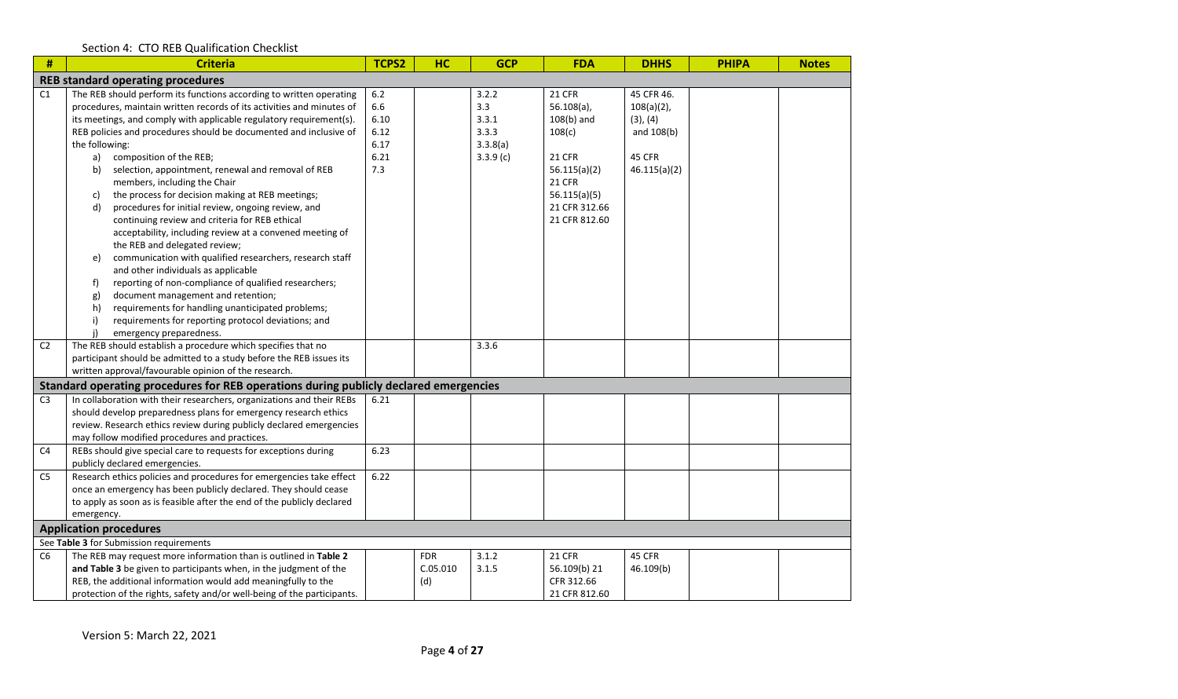Section 4: CTO REB Qualification Checklist

| # | Criteria | TCPS2 | HC | GCP | FDA | DHHS | PHIPA | Notes |
|---|---|---|---|---|---|---|---|---|
| **REB standard operating procedures** | | | | | | | | |
| C1 | The REB should perform its functions according to written operating procedures, maintain written records of its activities and minutes of its meetings, and comply with applicable regulatory requirement(s). REB policies and procedures should be documented and inclusive of the following:<br>a) composition of the REB;<br>b) selection, appointment, renewal and removal of REB members, including the Chair<br>c) the process for decision making at REB meetings;<br>d) procedures for initial review, ongoing review, and continuing review and criteria for REB ethical acceptability, including review at a convened meeting of the REB and delegated review;<br>e) communication with qualified researchers, research staff and other individuals as applicable<br>f) reporting of non-compliance of qualified researchers;<br>g) document management and retention;<br>h) requirements for handling unanticipated problems;<br>i) requirements for reporting protocol deviations; and<br>j) emergency preparedness. | 6.2<br>6.6<br>6.10<br>6.12<br>6.17<br>6.21<br>7.3 | | 3.2.2<br>3.3<br>3.3.1<br>3.3.3<br>3.3.8(a)<br>3.3.9 (c) | 21 CFR 56.108(a), 108(b) and 108(c)<br>21 CFR 56.115(a)(2)<br>21 CFR 56.115(a)(5)<br>21 CFR 312.66<br>21 CFR 812.60 | 45 CFR 46. 108(a)(2), (3), (4) and 108(b)<br>45 CFR 46.115(a)(2) | | |
| C2 | The REB should establish a procedure which specifies that no participant should be admitted to a study before the REB issues its written approval/favourable opinion of the research. | | | 3.3.6 | | | | |
| **Standard operating procedures for REB operations during publicly declared emergencies** | | | | | | | | |
| C3 | In collaboration with their researchers, organizations and their REBs should develop preparedness plans for emergency research ethics review. Research ethics review during publicly declared emergencies may follow modified procedures and practices. | 6.21 | | | | | | |
| C4 | REBs should give special care to requests for exceptions during publicly declared emergencies. | 6.23 | | | | | | |
| C5 | Research ethics policies and procedures for emergencies take effect once an emergency has been publicly declared. They should cease to apply as soon as is feasible after the end of the publicly declared emergency. | 6.22 | | | | | | |
| **Application procedures** | | | | | | | | |
| See **Table 3** for Submission requirements | | | | | | | | |
| C6 | The REB may request more information than is outlined in **Table 2 and Table 3** be given to participants when, in the judgment of the REB, the additional information would add meaningfully to the protection of the rights, safety and/or well-being of the participants. | | FDR C.05.010 (d) | 3.1.2<br>3.1.5 | 21 CFR 56.109(b) 21 CFR 312.66<br>21 CFR 812.60 | 45 CFR 46.109(b) | | |

Version 5: March 22, 2021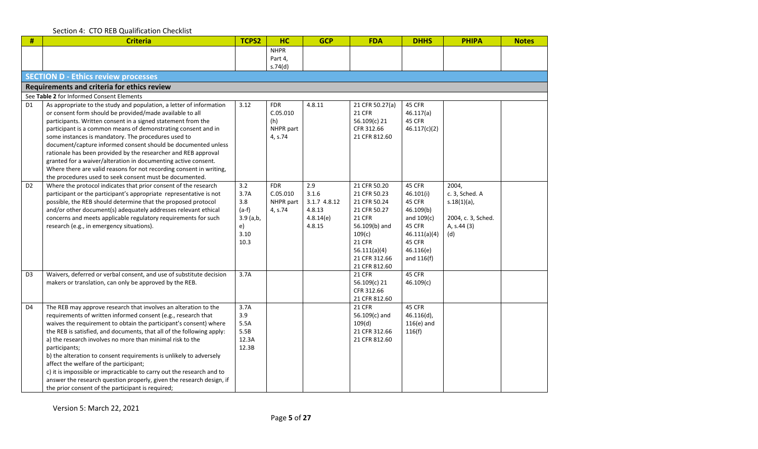Section 4: CTO REB Qualification Checklist

| # | Criteria | TCPS2 | HC | GCP | FDA | DHHS | PHIPA | Notes |
|---|---|---|---|---|---|---|---|---|
| | | | NHPR Part 4, s.74(d) | | | | | |
| **SECTION D - Ethics review processes** | | | | | | | | |
| **Requirements and criteria for ethics review** | | | | | | | | |
| See **Table 2** for Informed Consent Elements | | | | | | | | |
| D1 | As appropriate to the study and population, a letter of information or consent form should be provided/made available to all participants. Written consent in a signed statement from the participant is a common means of demonstrating consent and in some instances is mandatory. The procedures used to document/capture informed consent should be documented unless rationale has been provided by the researcher and REB approval granted for a waiver/alteration in documenting active consent. Where there are valid reasons for not recording consent in writing, the procedures used to seek consent must be documented. | 3.12 | FDR C.05.010 (h) NHPR part 4, s.74 | 4.8.11 | 21 CFR 50.27(a) 21 CFR 56.109(c) 21 CFR 312.66 21 CFR 812.60 | 45 CFR 46.117(a) 45 CFR 46.117(c)(2) | | |
| D2 | Where the protocol indicates that prior consent of the research participant or the participant's appropriate representative is not possible, the REB should determine that the proposed protocol and/or other document(s) adequately addresses relevant ethical concerns and meets applicable regulatory requirements for such research (e.g., in emergency situations). | 3.2 3.7A 3.8 (a-f) 3.9 (a,b, e) 3.10 10.3 | FDR C.05.010 NHPR part 4, s.74 | 2.9 3.1.6 3.1.7 4.8.12 4.8.13 4.8.14(e) 4.8.15 | 21 CFR 50.20 21 CFR 50.23 21 CFR 50.24 21 CFR 50.27 21 CFR 56.109(b) and 109(c) 21 CFR 56.111(a)(4) 21 CFR 312.66 21 CFR 812.60 | 45 CFR 46.101(i) 45 CFR 46.109(b) and 109(c) 45 CFR 46.111(a)(4) 45 CFR 46.116(e) and 116(f) | 2004, c. 3, Sched. A s.18(1)(a), 2004, c. 3, Sched. A, s.44 (3) (d) | |
| D3 | Waivers, deferred or verbal consent, and use of substitute decision makers or translation, can only be approved by the REB. | 3.7A | | | 21 CFR 56.109(c) 21 CFR 312.66 21 CFR 812.60 | 45 CFR 46.109(c) | | |
| D4 | The REB may approve research that involves an alteration to the requirements of written informed consent (e.g., research that waives the requirement to obtain the participant's consent) where the REB is satisfied, and documents, that all of the following apply:<br>a) the research involves no more than minimal risk to the participants;<br>b) the alteration to consent requirements is unlikely to adversely affect the welfare of the participant;<br>c) it is impossible or impracticable to carry out the research and to answer the research question properly, given the research design, if the prior consent of the participant is required; | 3.7A 3.9 5.5A 5.5B 12.3A 12.3B | | | 21 CFR 56.109(c) and 109(d) 21 CFR 312.66 21 CFR 812.60 | 45 CFR 46.116(d), 116(e) and 116(f) | | |

Version 5: March 22, 2021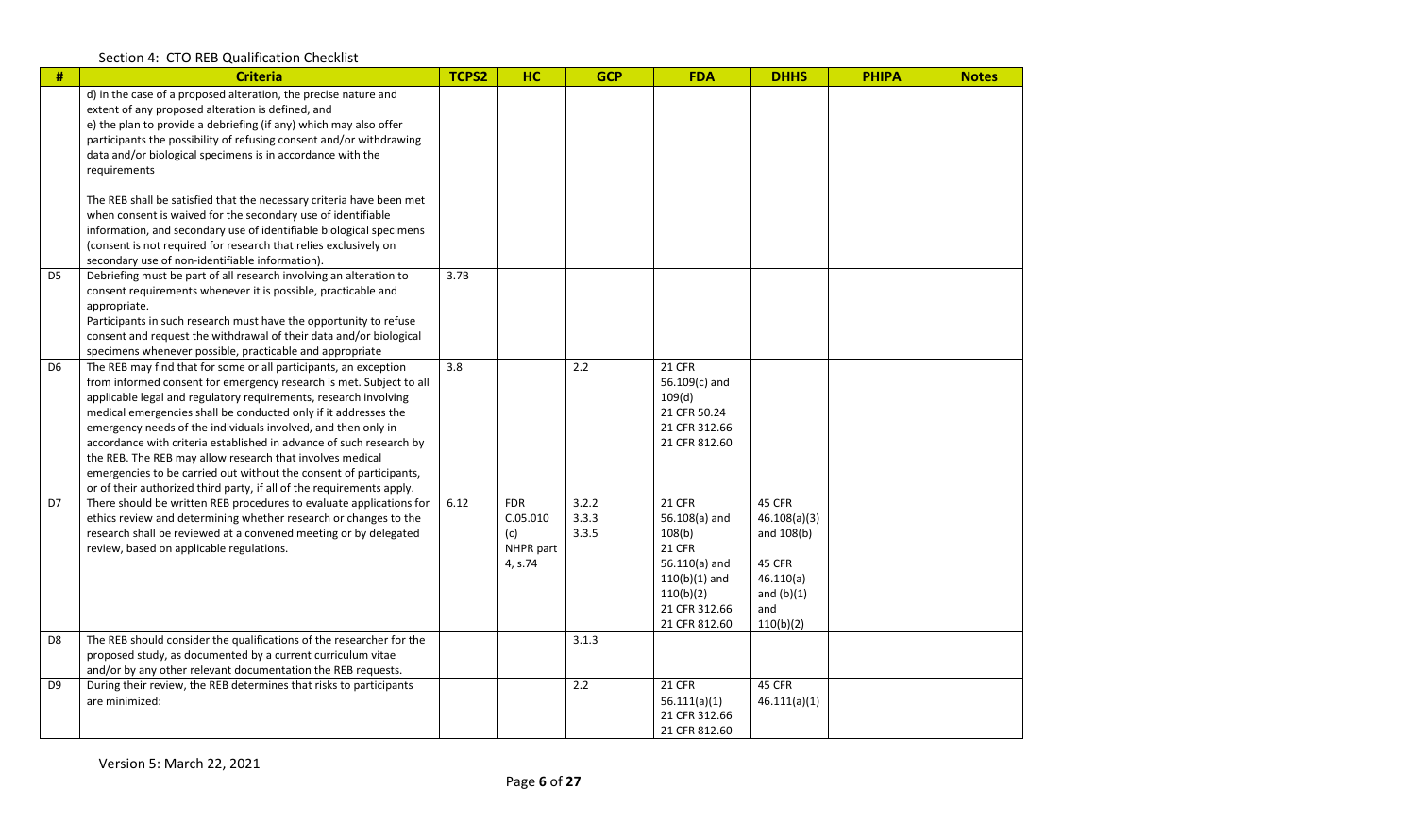Section 4: CTO REB Qualification Checklist

| # | Criteria | TCPS2 | HC | GCP | FDA | DHHS | PHIPA | Notes |
|---|---|---|---|---|---|---|---|---|
| | d) in the case of a proposed alteration, the precise nature and extent of any proposed alteration is defined, and<br>e) the plan to provide a debriefing (if any) which may also offer participants the possibility of refusing consent and/or withdrawing data and/or biological specimens is in accordance with the requirements<br><br>The REB shall be satisfied that the necessary criteria have been met when consent is waived for the secondary use of identifiable information, and secondary use of identifiable biological specimens (consent is not required for research that relies exclusively on secondary use of non-identifiable information). | | | | | | | |
| D5 | Debriefing must be part of all research involving an alteration to consent requirements whenever it is possible, practicable and appropriate.<br>Participants in such research must have the opportunity to refuse consent and request the withdrawal of their data and/or biological specimens whenever possible, practicable and appropriate | 3.7B | | | | | | |
| D6 | The REB may find that for some or all participants, an exception from informed consent for emergency research is met. Subject to all applicable legal and regulatory requirements, research involving medical emergencies shall be conducted only if it addresses the emergency needs of the individuals involved, and then only in accordance with criteria established in advance of such research by the REB. The REB may allow research that involves medical emergencies to be carried out without the consent of participants, or of their authorized third party, if all of the requirements apply. | 3.8 | | 2.2 | 21 CFR 56.109(c) and 109(d)<br>21 CFR 50.24<br>21 CFR 312.66<br>21 CFR 812.60 | | | |
| D7 | There should be written REB procedures to evaluate applications for ethics review and determining whether research or changes to the research shall be reviewed at a convened meeting or by delegated review, based on applicable regulations. | 6.12 | FDR C.05.010 (c)<br>NHPR part 4, s.74 | 3.2.2<br>3.3.3<br>3.3.5 | 21 CFR 56.108(a) and 108(b)<br>21 CFR 56.110(a) and 110(b)(1) and 110(b)(2)<br>21 CFR 312.66<br>21 CFR 812.60 | 45 CFR 46.108(a)(3) and 108(b)<br>45 CFR 46.110(a) and (b)(1) and 110(b)(2) | | |
| D8 | The REB should consider the qualifications of the researcher for the proposed study, as documented by a current curriculum vitae and/or by any other relevant documentation the REB requests. | | | 3.1.3 | | | | |
| D9 | During their review, the REB determines that risks to participants are minimized: | | | 2.2 | 21 CFR 56.111(a)(1)<br>21 CFR 312.66<br>21 CFR 812.60 | 45 CFR 46.111(a)(1) | | |

Version 5: March 22, 2021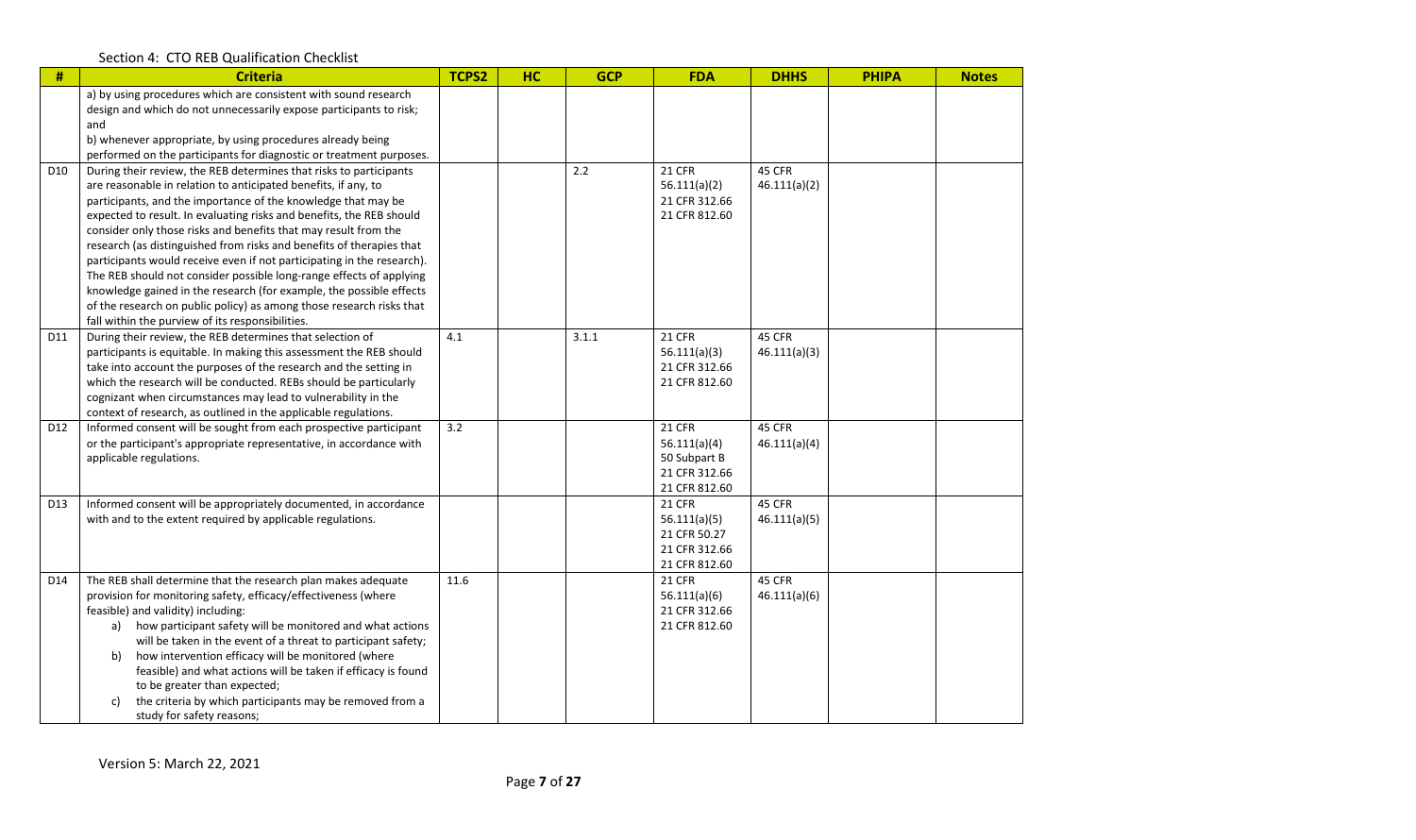Section 4: CTO REB Qualification Checklist

| # | Criteria | TCPS2 | HC | GCP | FDA | DHHS | PHIPA | Notes |
|---|---|---|---|---|---|---|---|---|
| | a) by using procedures which are consistent with sound research design and which do not unnecessarily expose participants to risk; and<br>b) whenever appropriate, by using procedures already being performed on the participants for diagnostic or treatment purposes. | | | | | | | |
| D10 | During their review, the REB determines that risks to participants are reasonable in relation to anticipated benefits, if any, to participants, and the importance of the knowledge that may be expected to result. In evaluating risks and benefits, the REB should consider only those risks and benefits that may result from the research (as distinguished from risks and benefits of therapies that participants would receive even if not participating in the research). The REB should not consider possible long-range effects of applying knowledge gained in the research (for example, the possible effects of the research on public policy) as among those research risks that fall within the purview of its responsibilities. | | | 2.2 | 21 CFR 56.111(a)(2)<br>21 CFR 312.66<br>21 CFR 812.60 | 45 CFR 46.111(a)(2) | | |
| D11 | During their review, the REB determines that selection of participants is equitable. In making this assessment the REB should take into account the purposes of the research and the setting in which the research will be conducted. REBs should be particularly cognizant when circumstances may lead to vulnerability in the context of research, as outlined in the applicable regulations. | 4.1 | | 3.1.1 | 21 CFR 56.111(a)(3)<br>21 CFR 312.66<br>21 CFR 812.60 | 45 CFR 46.111(a)(3) | | |
| D12 | Informed consent will be sought from each prospective participant or the participant's appropriate representative, in accordance with applicable regulations. | 3.2 | | | 21 CFR 56.111(a)(4)<br>50 Subpart B<br>21 CFR 312.66<br>21 CFR 812.60 | 45 CFR 46.111(a)(4) | | |
| D13 | Informed consent will be appropriately documented, in accordance with and to the extent required by applicable regulations. | | | | 21 CFR 56.111(a)(5)<br>21 CFR 50.27<br>21 CFR 312.66<br>21 CFR 812.60 | 45 CFR 46.111(a)(5) | | |
| D14 | The REB shall determine that the research plan makes adequate provision for monitoring safety, efficacy/effectiveness (where feasible) and validity) including:<br>a) how participant safety will be monitored and what actions will be taken in the event of a threat to participant safety;<br>b) how intervention efficacy will be monitored (where feasible) and what actions will be taken if efficacy is found to be greater than expected;<br>c) the criteria by which participants may be removed from a study for safety reasons; | 11.6 | | | 21 CFR 56.111(a)(6)<br>21 CFR 312.66<br>21 CFR 812.60 | 45 CFR 46.111(a)(6) | | |

Version 5: March 22, 2021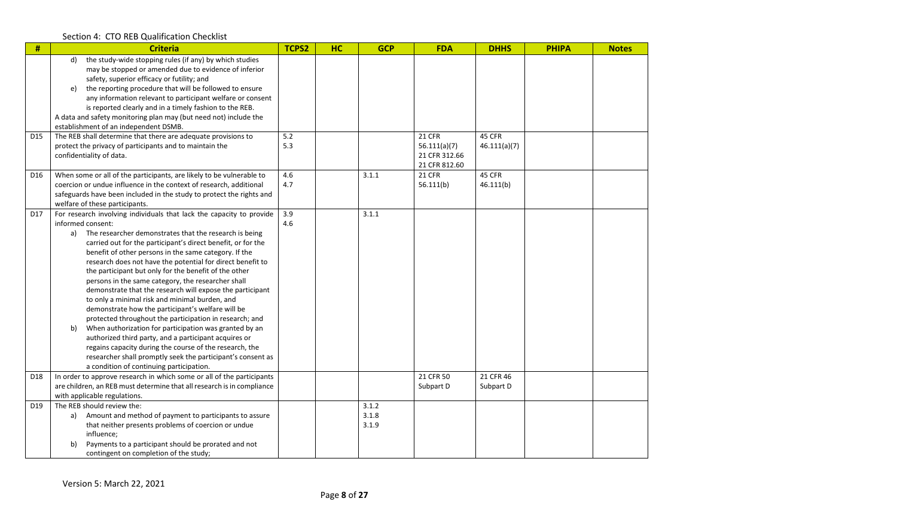Section 4: CTO REB Qualification Checklist

| # | Criteria | TCPS2 | HC | GCP | FDA | DHHS | PHIPA | Notes |
|---|---|---|---|---|---|---|---|---|
| | d) the study-wide stopping rules (if any) by which studies may be stopped or amended due to evidence of inferior safety, superior efficacy or futility; and<br>e) the reporting procedure that will be followed to ensure any information relevant to participant welfare or consent is reported clearly and in a timely fashion to the REB.<br>A data and safety monitoring plan may (but need not) include the establishment of an independent DSMB. | | | | | | | |
| D15 | The REB shall determine that there are adequate provisions to protect the privacy of participants and to maintain the confidentiality of data. | 5.2<br>5.3 | | | 21 CFR 56.111(a)(7)<br>21 CFR 312.66<br>21 CFR 812.60 | 45 CFR 46.111(a)(7) | | |
| D16 | When some or all of the participants, are likely to be vulnerable to coercion or undue influence in the context of research, additional safeguards have been included in the study to protect the rights and welfare of these participants. | 4.6<br>4.7 | | 3.1.1 | 21 CFR 56.111(b) | 45 CFR 46.111(b) | | |
| D17 | For research involving individuals that lack the capacity to provide informed consent:<br>a) The researcher demonstrates that the research is being carried out for the participant's direct benefit, or for the benefit of other persons in the same category. If the research does not have the potential for direct benefit to the participant but only for the benefit of the other persons in the same category, the researcher shall demonstrate that the research will expose the participant to only a minimal risk and minimal burden, and demonstrate how the participant's welfare will be protected throughout the participation in research; and<br>b) When authorization for participation was granted by an authorized third party, and a participant acquires or regains capacity during the course of the research, the researcher shall promptly seek the participant's consent as a condition of continuing participation. | 3.9<br>4.6 | | 3.1.1 | | | | |
| D18 | In order to approve research in which some or all of the participants are children, an REB must determine that all research is in compliance with applicable regulations. | | | | 21 CFR 50 Subpart D | 21 CFR 46 Subpart D | | |
| D19 | The REB should review the:<br>a) Amount and method of payment to participants to assure that neither presents problems of coercion or undue influence;<br>b) Payments to a participant should be prorated and not contingent on completion of the study; | | | 3.1.2<br>3.1.8<br>3.1.9 | | | | |

Version 5: March 22, 2021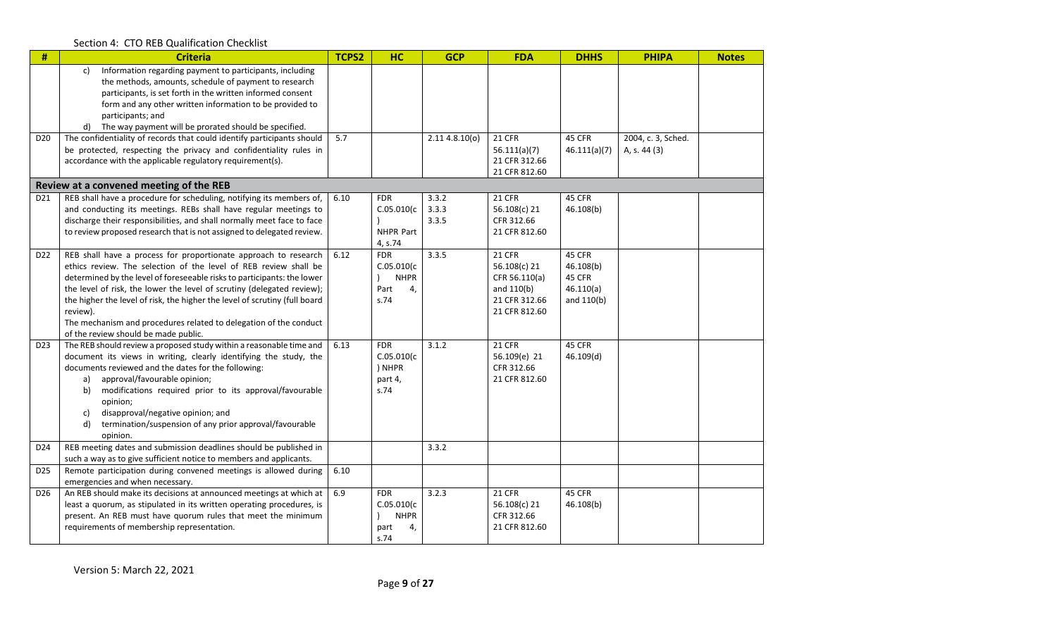Section 4: CTO REB Qualification Checklist

| # | Criteria | TCPS2 | HC | GCP | FDA | DHHS | PHIPA | Notes |
|---|---|---|---|---|---|---|---|---|
| | c) Information regarding payment to participants, including the methods, amounts, schedule of payment to research participants, is set forth in the written informed consent form and any other written information to be provided to participants; and<br>d) The way payment will be prorated should be specified. | | | | | | | |
| D20 | The confidentiality of records that could identify participants should be protected, respecting the privacy and confidentiality rules in accordance with the applicable regulatory requirement(s). | 5.7 | | 2.11 4.8.10(o) | 21 CFR 56.111(a)(7) 21 CFR 312.66 21 CFR 812.60 | 45 CFR 46.111(a)(7) | 2004, c. 3, Sched. A, s. 44 (3) | |
| **Review at a convened meeting of the REB** | | | | | | | | |
| D21 | REB shall have a procedure for scheduling, notifying its members of, and conducting its meetings. REBs shall have regular meetings to discharge their responsibilities and shall normally meet face to face to review proposed research that is not assigned to delegated review. | 6.10 | FDR C.05.010(c) NHPR Part 4, s.74 | 3.3.2 3.3.3 3.3.5 | 21 CFR 56.108(c) 21 CFR 312.66 21 CFR 812.60 | 45 CFR 46.108(b) | | |
| D22 | REB shall have a process for proportionate approach to research ethics review. The selection of the level of REB review shall be determined by the level of foreseeable risks to participants: the lower the level of risk, the lower the level of scrutiny (delegated review); the higher the level of risk, the higher the level of scrutiny (full board review).<br>The mechanism and procedures related to delegation of the conduct of the review should be made public. | 6.12 | FDR C.05.010(c) NHPR Part 4, s.74 | 3.3.5 | 21 CFR 56.108(c) 21 CFR 56.110(a) and 110(b) 21 CFR 312.66 21 CFR 812.60 | 45 CFR 46.108(b) 45 CFR 46.110(a) and 110(b) | | |
| D23 | The REB should review a proposed study within a reasonable time and document its views in writing, clearly identifying the study, the documents reviewed and the dates for the following:<br>a) approval/favourable opinion;<br>b) modifications required prior to its approval/favourable opinion;<br>c) disapproval/negative opinion; and<br>d) termination/suspension of any prior approval/favourable opinion. | 6.13 | FDR C.05.010(c) NHPR part 4, s.74 | 3.1.2 | 21 CFR 56.109(e) 21 CFR 312.66 21 CFR 812.60 | 45 CFR 46.109(d) | | |
| D24 | REB meeting dates and submission deadlines should be published in such a way as to give sufficient notice to members and applicants. | | | 3.3.2 | | | | |
| D25 | Remote participation during convened meetings is allowed during emergencies and when necessary. | 6.10 | | | | | | |
| D26 | An REB should make its decisions at announced meetings at which at least a quorum, as stipulated in its written operating procedures, is present. An REB must have quorum rules that meet the minimum requirements of membership representation. | 6.9 | FDR C.05.010(c) NHPR part 4, s.74 | 3.2.3 | 21 CFR 56.108(c) 21 CFR 312.66 21 CFR 812.60 | 45 CFR 46.108(b) | | |

Version 5: March 22, 2021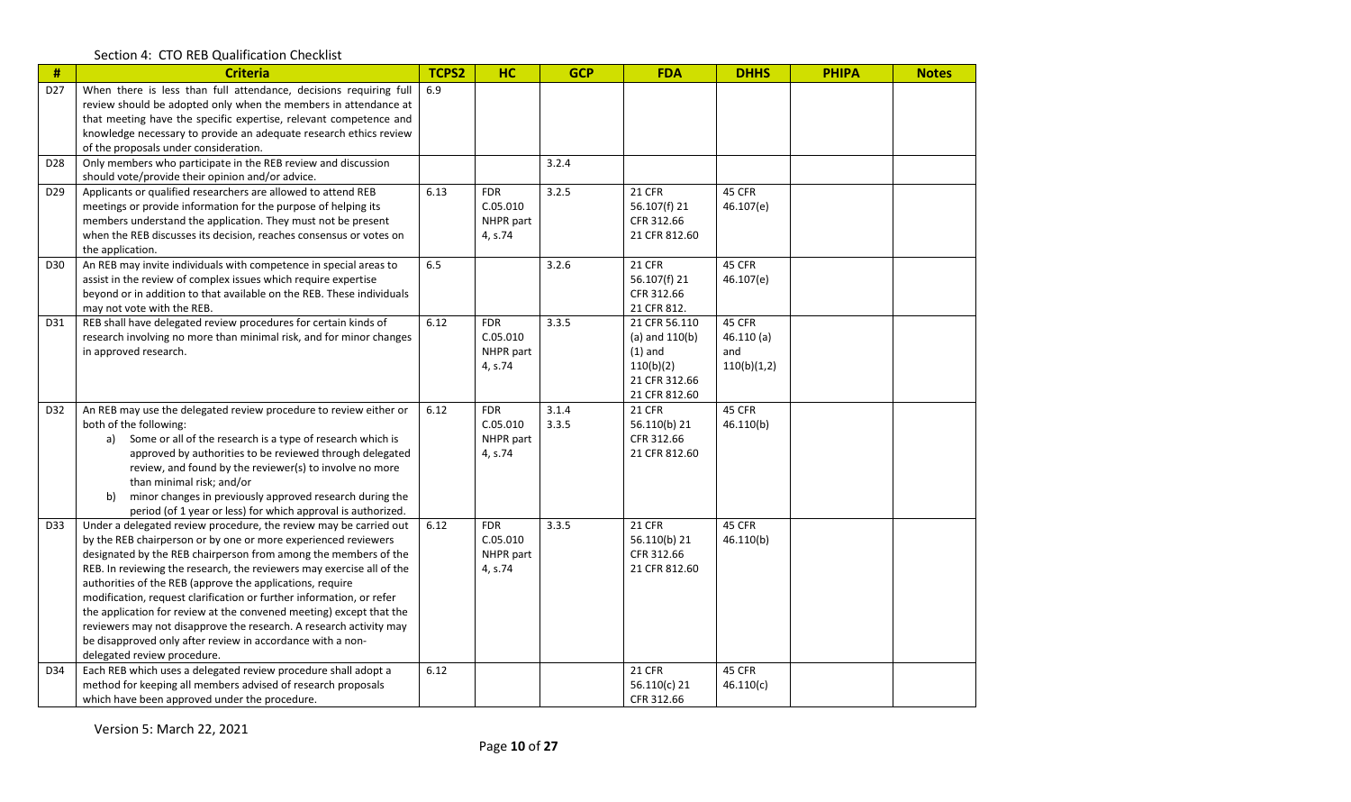Section 4: CTO REB Qualification Checklist

| # | Criteria | TCPS2 | HC | GCP | FDA | DHHS | PHIPA | Notes |
|---|---|---|---|---|---|---|---|---|
| D27 | When there is less than full attendance, decisions requiring full review should be adopted only when the members in attendance at that meeting have the specific expertise, relevant competence and knowledge necessary to provide an adequate research ethics review of the proposals under consideration. | 6.9 | | | | | | |
| D28 | Only members who participate in the REB review and discussion should vote/provide their opinion and/or advice. | | | 3.2.4 | | | | |
| D29 | Applicants or qualified researchers are allowed to attend REB meetings or provide information for the purpose of helping its members understand the application. They must not be present when the REB discusses its decision, reaches consensus or votes on the application. | 6.13 | FDR C.05.010 NHPR part 4, s.74 | 3.2.5 | 21 CFR 56.107(f) 21 CFR 312.66 21 CFR 812.60 | 45 CFR 46.107(e) | | |
| D30 | An REB may invite individuals with competence in special areas to assist in the review of complex issues which require expertise beyond or in addition to that available on the REB. These individuals may not vote with the REB. | 6.5 | | 3.2.6 | 21 CFR 56.107(f) 21 CFR 312.66 21 CFR 812. | 45 CFR 46.107(e) | | |
| D31 | REB shall have delegated review procedures for certain kinds of research involving no more than minimal risk, and for minor changes in approved research. | 6.12 | FDR C.05.010 NHPR part 4, s.74 | 3.3.5 | 21 CFR 56.110 (a) and 110(b) (1) and 110(b)(2) 21 CFR 312.66 21 CFR 812.60 | 45 CFR 46.110 (a) and 110(b)(1,2) | | |
| D32 | An REB may use the delegated review procedure to review either or both of the following:<br>a) Some or all of the research is a type of research which is approved by authorities to be reviewed through delegated review, and found by the reviewer(s) to involve no more than minimal risk; and/or<br>b) minor changes in previously approved research during the period (of 1 year or less) for which approval is authorized. | 6.12 | FDR C.05.010 NHPR part 4, s.74 | 3.1.4 3.3.5 | 21 CFR 56.110(b) 21 CFR 312.66 21 CFR 812.60 | 45 CFR 46.110(b) | | |
| D33 | Under a delegated review procedure, the review may be carried out by the REB chairperson or by one or more experienced reviewers designated by the REB chairperson from among the members of the REB. In reviewing the research, the reviewers may exercise all of the authorities of the REB (approve the applications, require modification, request clarification or further information, or refer the application for review at the convened meeting) except that the reviewers may not disapprove the research. A research activity may be disapproved only after review in accordance with a non-delegated review procedure. | 6.12 | FDR C.05.010 NHPR part 4, s.74 | 3.3.5 | 21 CFR 56.110(b) 21 CFR 312.66 21 CFR 812.60 | 45 CFR 46.110(b) | | |
| D34 | Each REB which uses a delegated review procedure shall adopt a method for keeping all members advised of research proposals which have been approved under the procedure. | 6.12 | | | 21 CFR 56.110(c) 21 CFR 312.66 | 45 CFR 46.110(c) | | |

Version 5: March 22, 2021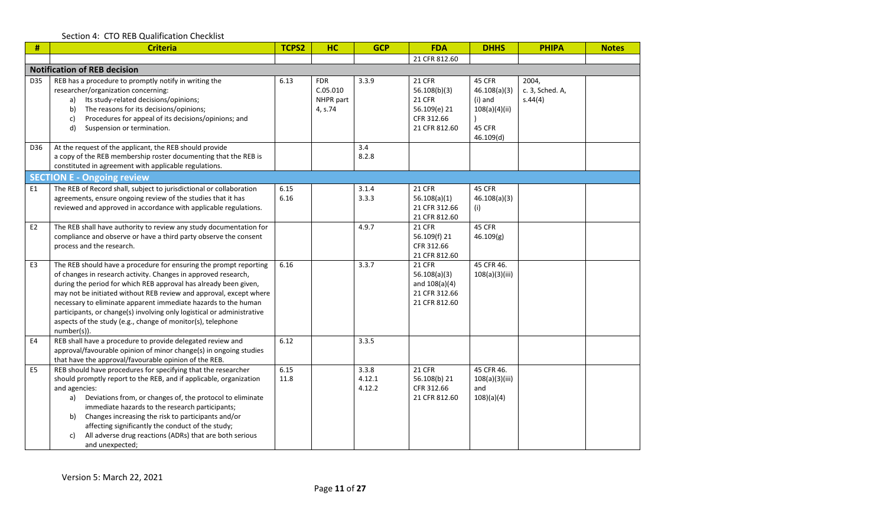Section 4: CTO REB Qualification Checklist

| # | Criteria | TCPS2 | HC | GCP | FDA | DHHS | PHIPA | Notes |
|---|---|---|---|---|---|---|---|---|
| | | | | | 21 CFR 812.60 | | | |
| **Notification of REB decision** | | | | | | | | |
| D35 | REB has a procedure to promptly notify in writing the researcher/organization concerning: a) Its study-related decisions/opinions; b) The reasons for its decisions/opinions; c) Procedures for appeal of its decisions/opinions; and d) Suspension or termination. | 6.13 | FDR C.05.010 NHPR part 4, s.74 | 3.3.9 | 21 CFR 56.108(b)(3) 21 CFR 56.109(e) 21 CFR 312.66 21 CFR 812.60 | 45 CFR 46.108(a)(3)(i) and 108(a)(4)(ii)) 45 CFR 46.109(d) | 2004, c. 3, Sched. A, s.44(4) | |
| D36 | At the request of the applicant, the REB should provide a copy of the REB membership roster documenting that the REB is constituted in agreement with applicable regulations. | | | 3.4 8.2.8 | | | | |
| **SECTION E - Ongoing review** | | | | | | | | |
| E1 | The REB of Record shall, subject to jurisdictional or collaboration agreements, ensure ongoing review of the studies that it has reviewed and approved in accordance with applicable regulations. | 6.15 6.16 | | 3.1.4 3.3.3 | 21 CFR 56.108(a)(1) 21 CFR 312.66 21 CFR 812.60 | 45 CFR 46.108(a)(3)(i) | | |
| E2 | The REB shall have authority to review any study documentation for compliance and observe or have a third party observe the consent process and the research. | | | 4.9.7 | 21 CFR 56.109(f) 21 CFR 312.66 21 CFR 812.60 | 45 CFR 46.109(g) | | |
| E3 | The REB should have a procedure for ensuring the prompt reporting of changes in research activity. Changes in approved research, during the period for which REB approval has already been given, may not be initiated without REB review and approval, except where necessary to eliminate apparent immediate hazards to the human participants, or change(s) involving only logistical or administrative aspects of the study (e.g., change of monitor(s), telephone number(s)). | 6.16 | | 3.3.7 | 21 CFR 56.108(a)(3) and 108(a)(4) 21 CFR 312.66 21 CFR 812.60 | 45 CFR 46. 108(a)(3)(iii) | | |
| E4 | REB shall have a procedure to provide delegated review and approval/favourable opinion of minor change(s) in ongoing studies that have the approval/favourable opinion of the REB. | 6.12 | | 3.3.5 | | | | |
| E5 | REB should have procedures for specifying that the researcher should promptly report to the REB, and if applicable, organization and agencies: a) Deviations from, or changes of, the protocol to eliminate immediate hazards to the research participants; b) Changes increasing the risk to participants and/or affecting significantly the conduct of the study; c) All adverse drug reactions (ADRs) that are both serious and unexpected; | 6.15 11.8 | | 3.3.8 4.12.1 4.12.2 | 21 CFR 56.108(b) 21 CFR 312.66 21 CFR 812.60 | 45 CFR 46. 108(a)(3)(iii) and 108)(a)(4) | | |

Version 5: March 22, 2021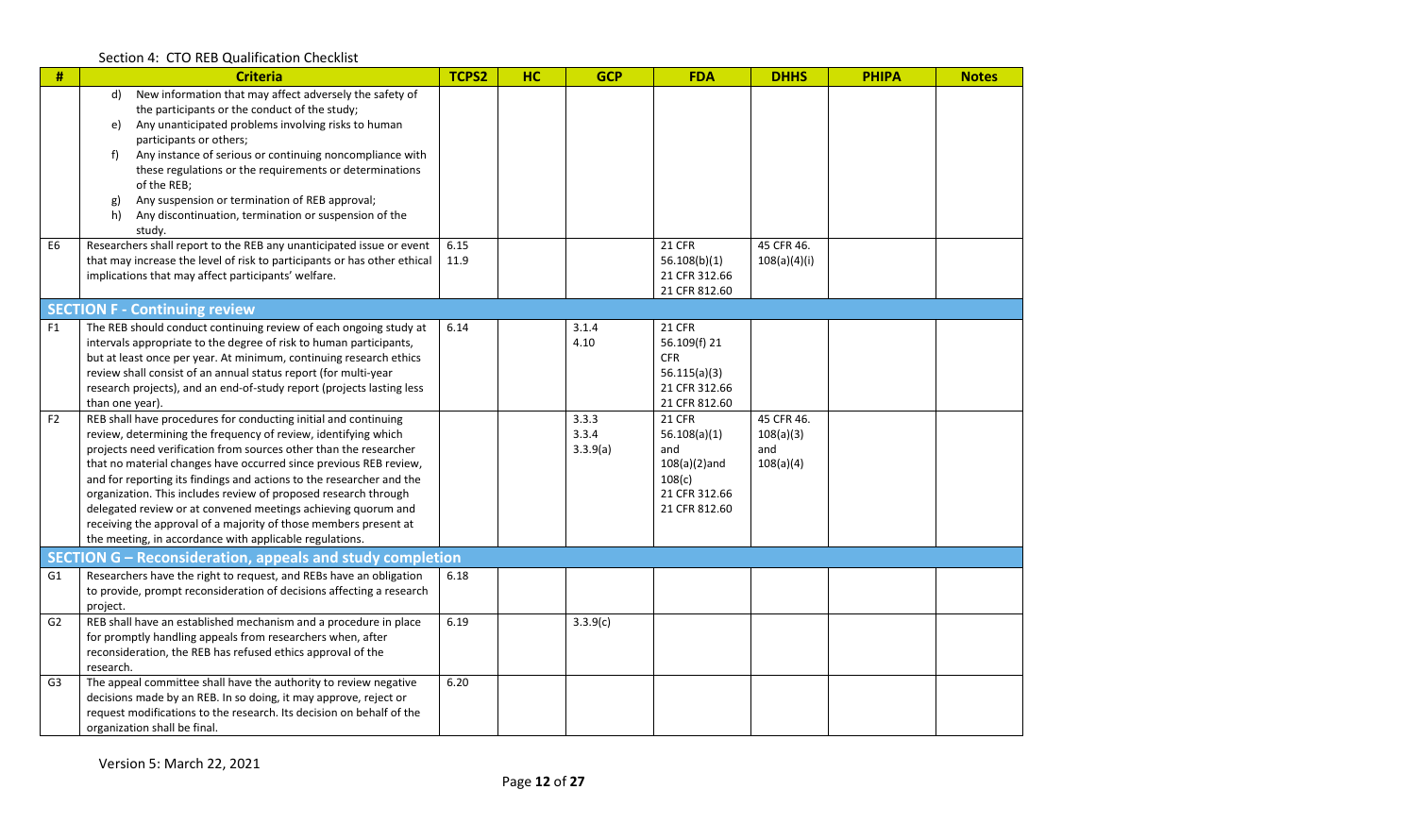Section 4: CTO REB Qualification Checklist

| # | Criteria | TCPS2 | HC | GCP | FDA | DHHS | PHIPA | Notes |
|---|---|---|---|---|---|---|---|---|
| | d) New information that may affect adversely the safety of the participants or the conduct of the study; e) Any unanticipated problems involving risks to human participants or others; f) Any instance of serious or continuing noncompliance with these regulations or the requirements or determinations of the REB; g) Any suspension or termination of REB approval; h) Any discontinuation, termination or suspension of the study. | | | | | | | |
| E6 | Researchers shall report to the REB any unanticipated issue or event that may increase the level of risk to participants or has other ethical implications that may affect participants' welfare. | 6.15 11.9 | | | 21 CFR 56.108(b)(1) 21 CFR 312.66 21 CFR 812.60 | 45 CFR 46. 108(a)(4)(i) | | |
| **SECTION F - Continuing review** | | | | | | | | |
| F1 | The REB should conduct continuing review of each ongoing study at intervals appropriate to the degree of risk to human participants, but at least once per year. At minimum, continuing research ethics review shall consist of an annual status report (for multi-year research projects), and an end-of-study report (projects lasting less than one year). | 6.14 | | 3.1.4 4.10 | 21 CFR 56.109(f) 21 CFR 56.115(a)(3) 21 CFR 312.66 21 CFR 812.60 | | | |
| F2 | REB shall have procedures for conducting initial and continuing review, determining the frequency of review, identifying which projects need verification from sources other than the researcher that no material changes have occurred since previous REB review, and for reporting its findings and actions to the researcher and the organization. This includes review of proposed research through delegated review or at convened meetings achieving quorum and receiving the approval of a majority of those members present at the meeting, in accordance with applicable regulations. | | | 3.3.3 3.3.4 3.3.9(a) | 21 CFR 56.108(a)(1) and 108(a)(2)and 108(c) 21 CFR 312.66 21 CFR 812.60 | 45 CFR 46. 108(a)(3) and 108(a)(4) | | |
| **SECTION G – Reconsideration, appeals and study completion** | | | | | | | | |
| G1 | Researchers have the right to request, and REBs have an obligation to provide, prompt reconsideration of decisions affecting a research project. | 6.18 | | | | | | |
| G2 | REB shall have an established mechanism and a procedure in place for promptly handling appeals from researchers when, after reconsideration, the REB has refused ethics approval of the research. | 6.19 | | 3.3.9(c) | | | | |
| G3 | The appeal committee shall have the authority to review negative decisions made by an REB. In so doing, it may approve, reject or request modifications to the research. Its decision on behalf of the organization shall be final. | 6.20 | | | | | | |

Version 5: March 22, 2021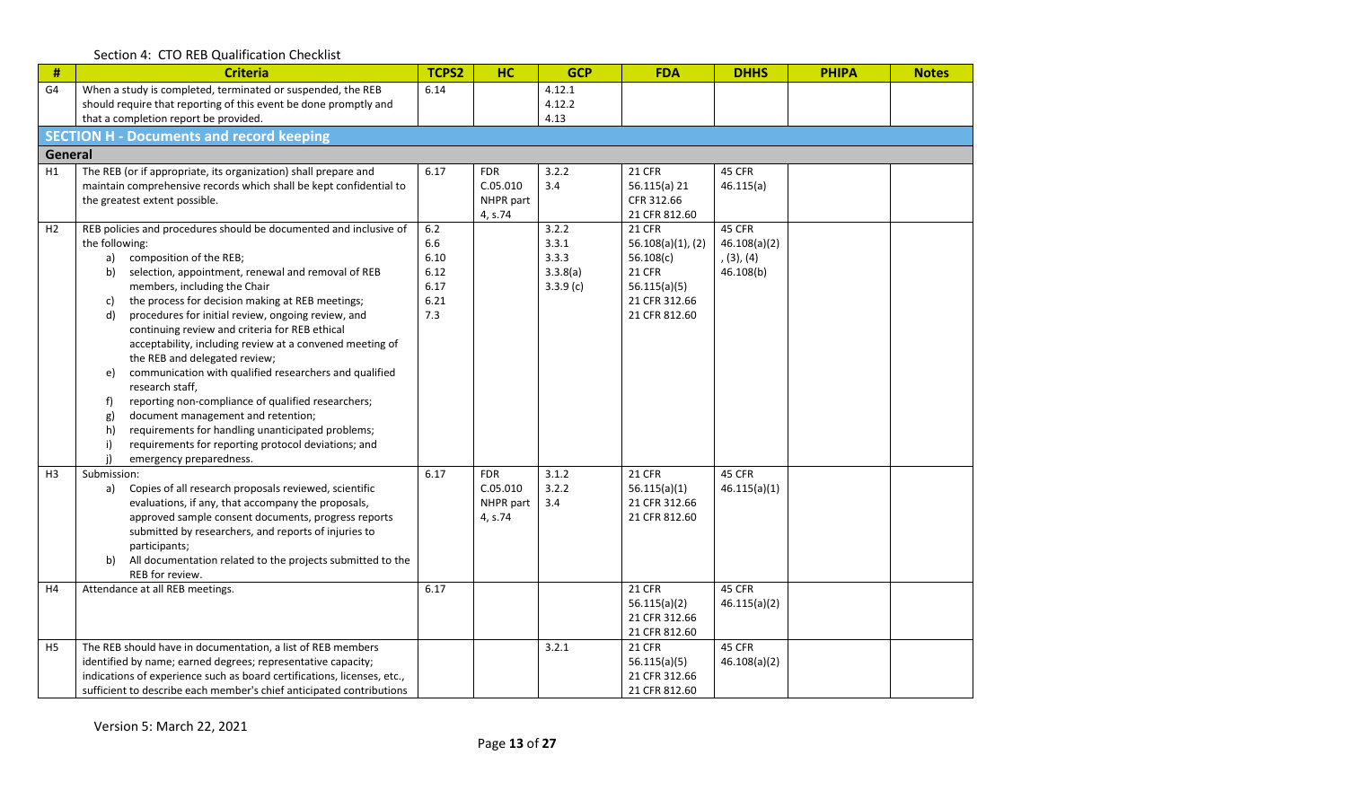Section 4: CTO REB Qualification Checklist

| # | Criteria | TCPS2 | HC | GCP | FDA | DHHS | PHIPA | Notes |
|---|---|---|---|---|---|---|---|---|
| G4 | When a study is completed, terminated or suspended, the REB should require that reporting of this event be done promptly and that a completion report be provided. | 6.14 | | 4.12.1<br>4.12.2<br>4.13 | | | | |
| **SECTION H - Documents and record keeping** | | | | | | | | |
| **General** | | | | | | | | |
| H1 | The REB (or if appropriate, its organization) shall prepare and maintain comprehensive records which shall be kept confidential to the greatest extent possible. | 6.17 | FDR C.05.010 NHPR part 4, s.74 | 3.2.2<br>3.4 | 21 CFR 56.115(a) 21 CFR 312.66<br>21 CFR 812.60 | 45 CFR 46.115(a) | | |
| H2 | REB policies and procedures should be documented and inclusive of the following:<br>a) composition of the REB;<br>b) selection, appointment, renewal and removal of REB members, including the Chair<br>c) the process for decision making at REB meetings;<br>d) procedures for initial review, ongoing review, and continuing review and criteria for REB ethical acceptability, including review at a convened meeting of the REB and delegated review;<br>e) communication with qualified researchers and qualified research staff,<br>f) reporting non-compliance of qualified researchers;<br>g) document management and retention;<br>h) requirements for handling unanticipated problems;<br>i) requirements for reporting protocol deviations; and<br>j) emergency preparedness. | 6.2<br>6.6<br>6.10<br>6.12<br>6.17<br>6.21<br>7.3 | | 3.2.2<br>3.3.1<br>3.3.3<br>3.3.8(a)<br>3.3.9 (c) | 21 CFR 56.108(a)(1), (2) 56.108(c)<br>21 CFR 56.115(a)(5)<br>21 CFR 312.66<br>21 CFR 812.60 | 45 CFR 46.108(a)(2), (3), (4)<br>46.108(b) | | |
| H3 | Submission:<br>a) Copies of all research proposals reviewed, scientific evaluations, if any, that accompany the proposals, approved sample consent documents, progress reports submitted by researchers, and reports of injuries to participants;<br>b) All documentation related to the projects submitted to the REB for review. | 6.17 | FDR C.05.010 NHPR part 4, s.74 | 3.1.2<br>3.2.2<br>3.4 | 21 CFR 56.115(a)(1)<br>21 CFR 312.66<br>21 CFR 812.60 | 45 CFR 46.115(a)(1) | | |
| H4 | Attendance at all REB meetings. | 6.17 | | | 21 CFR 56.115(a)(2)<br>21 CFR 312.66<br>21 CFR 812.60 | 45 CFR 46.115(a)(2) | | |
| H5 | The REB should have in documentation, a list of REB members identified by name; earned degrees; representative capacity; indications of experience such as board certifications, licenses, etc., sufficient to describe each member's chief anticipated contributions | | | 3.2.1 | 21 CFR 56.115(a)(5)<br>21 CFR 312.66<br>21 CFR 812.60 | 45 CFR 46.108(a)(2) | | |

Version 5: March 22, 2021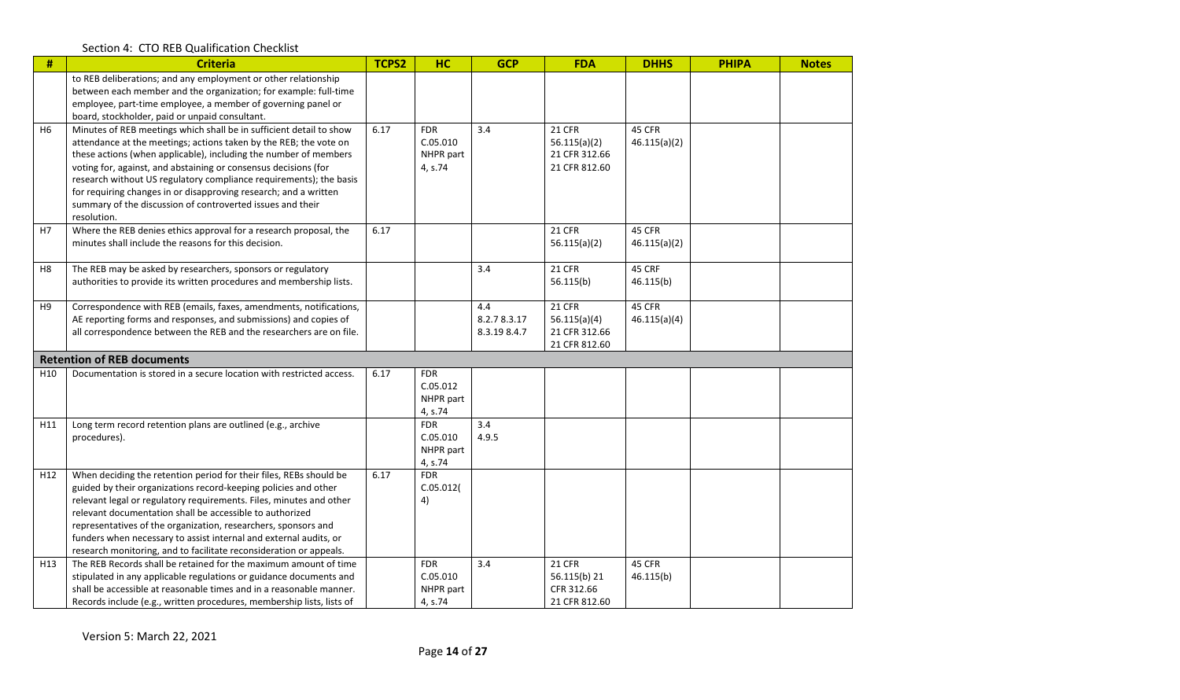Section 4: CTO REB Qualification Checklist

| # | Criteria | TCPS2 | HC | GCP | FDA | DHHS | PHIPA | Notes |
|---|---|---|---|---|---|---|---|---|
| | to REB deliberations; and any employment or other relationship between each member and the organization; for example: full-time employee, part-time employee, a member of governing panel or board, stockholder, paid or unpaid consultant. | | | | | | | |
| H6 | Minutes of REB meetings which shall be in sufficient detail to show attendance at the meetings; actions taken by the REB; the vote on these actions (when applicable), including the number of members voting for, against, and abstaining or consensus decisions (for research without US regulatory compliance requirements); the basis for requiring changes in or disapproving research; and a written summary of the discussion of controverted issues and their resolution. | 6.17 | FDR C.05.010 NHPR part 4, s.74 | 3.4 | 21 CFR 56.115(a)(2) 21 CFR 312.66 21 CFR 812.60 | 45 CFR 46.115(a)(2) | | |
| H7 | Where the REB denies ethics approval for a research proposal, the minutes shall include the reasons for this decision. | 6.17 | | | 21 CFR 56.115(a)(2) | 45 CFR 46.115(a)(2) | | |
| H8 | The REB may be asked by researchers, sponsors or regulatory authorities to provide its written procedures and membership lists. | | | 3.4 | 21 CFR 56.115(b) | 45 CRF 46.115(b) | | |
| H9 | Correspondence with REB (emails, faxes, amendments, notifications, AE reporting forms and responses, and submissions) and copies of all correspondence between the REB and the researchers are on file. | | | 4.4 8.2.7 8.3.17 8.3.19 8.4.7 | 21 CFR 56.115(a)(4) 21 CFR 312.66 21 CFR 812.60 | 45 CFR 46.115(a)(4) | | |
| **Retention of REB documents** | | | | | | | | |
| H10 | Documentation is stored in a secure location with restricted access. | 6.17 | FDR C.05.012 NHPR part 4, s.74 | | | | | |
| H11 | Long term record retention plans are outlined (e.g., archive procedures). | | FDR C.05.010 NHPR part 4, s.74 | 3.4 4.9.5 | | | | |
| H12 | When deciding the retention period for their files, REBs should be guided by their organizations record-keeping policies and other relevant legal or regulatory requirements. Files, minutes and other relevant documentation shall be accessible to authorized representatives of the organization, researchers, sponsors and funders when necessary to assist internal and external audits, or research monitoring, and to facilitate reconsideration or appeals. | 6.17 | FDR C.05.012(4) | | | | | |
| H13 | The REB Records shall be retained for the maximum amount of time stipulated in any applicable regulations or guidance documents and shall be accessible at reasonable times and in a reasonable manner. Records include (e.g., written procedures, membership lists, lists of | | FDR C.05.010 NHPR part 4, s.74 | 3.4 | 21 CFR 56.115(b) 21 CFR 312.66 21 CFR 812.60 | 45 CFR 46.115(b) | | |

Version 5: March 22, 2021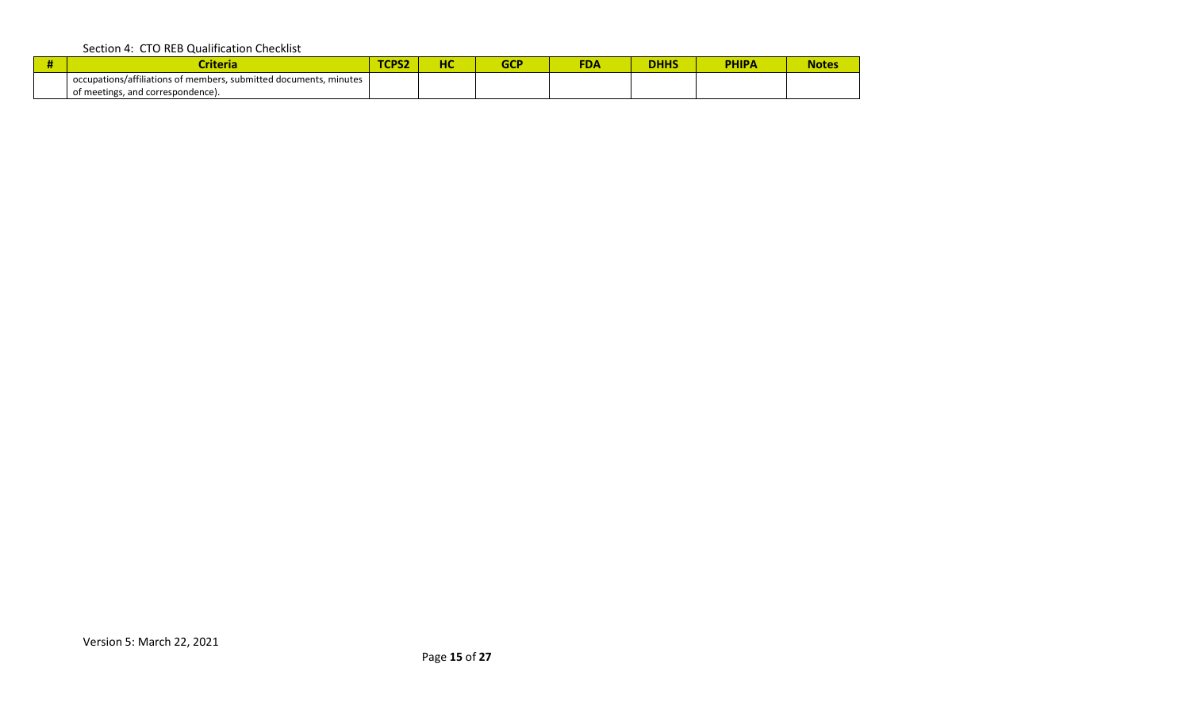Section 4: CTO REB Qualification Checklist

| # | Criteria | TCPS2 | HC | GCP | FDA | DHHS | PHIPA | Notes |
|---|---|---|---|---|---|---|---|---|
| | occupations/affiliations of members, submitted documents, minutes of meetings, and correspondence). | | | | | | | |

Version 5: March 22, 2021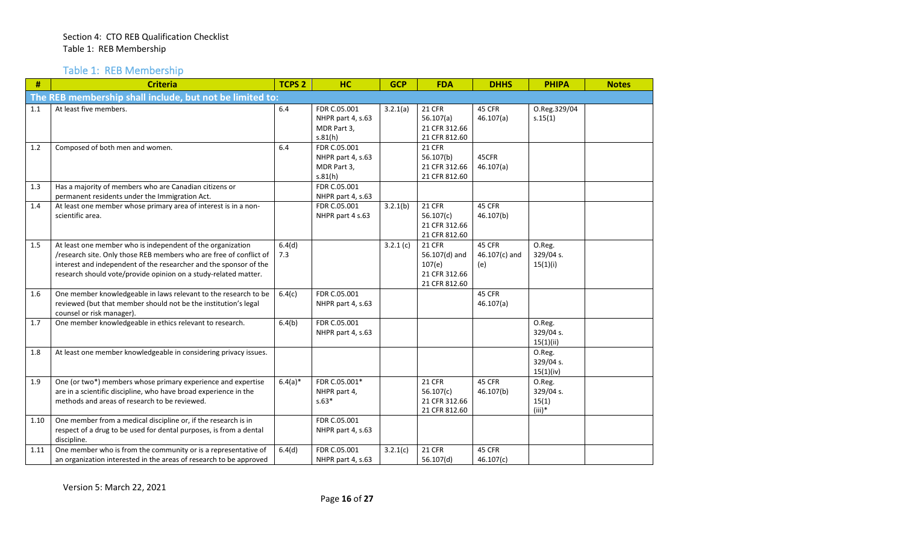Section 4: CTO REB Qualification Checklist
Table 1: REB Membership

## Table 1: REB Membership

| # | Criteria | TCPS 2 | HC | GCP | FDA | DHHS | PHIPA | Notes |
|---|---|---|---|---|---|---|---|---|
| **The REB membership shall include, but not be limited to:** | | | | | | | | |
| 1.1 | At least five members. | 6.4 | FDR C.05.001 NHPR part 4, s.63 MDR Part 3, s.81(h) | 3.2.1(a) | 21 CFR 56.107(a) 21 CFR 312.66 21 CFR 812.60 | 45 CFR 46.107(a) | O.Reg.329/04 s.15(1) | |
| 1.2 | Composed of both men and women. | 6.4 | FDR C.05.001 NHPR part 4, s.63 MDR Part 3, s.81(h) | | 21 CFR 56.107(b) 21 CFR 312.66 21 CFR 812.60 | 45CFR 46.107(a) | | |
| 1.3 | Has a majority of members who are Canadian citizens or permanent residents under the Immigration Act. | | FDR C.05.001 NHPR part 4, s.63 | | | | | |
| 1.4 | At least one member whose primary area of interest is in a non-scientific area. | | FDR C.05.001 NHPR part 4 s.63 | 3.2.1(b) | 21 CFR 56.107(c) 21 CFR 312.66 21 CFR 812.60 | 45 CFR 46.107(b) | | |
| 1.5 | At least one member who is independent of the organization /research site. Only those REB members who are free of conflict of interest and independent of the researcher and the sponsor of the research should vote/provide opinion on a study-related matter. | 6.4(d) 7.3 | | 3.2.1 (c) | 21 CFR 56.107(d) and 107(e) 21 CFR 312.66 21 CFR 812.60 | 45 CFR 46.107(c) and (e) | O.Reg. 329/04 s. 15(1)(i) | |
| 1.6 | One member knowledgeable in laws relevant to the research to be reviewed (but that member should not be the institution's legal counsel or risk manager). | 6.4(c) | FDR C.05.001 NHPR part 4, s.63 | | | 45 CFR 46.107(a) | | |
| 1.7 | One member knowledgeable in ethics relevant to research. | 6.4(b) | FDR C.05.001 NHPR part 4, s.63 | | | | O.Reg. 329/04 s. 15(1)(ii) | |
| 1.8 | At least one member knowledgeable in considering privacy issues. | | | | | | O.Reg. 329/04 s. 15(1)(iv) | |
| 1.9 | One (or two*) members whose primary experience and expertise are in a scientific discipline, who have broad experience in the methods and areas of research to be reviewed. | 6.4(a)* | FDR C.05.001* NHPR part 4, s.63* | | 21 CFR 56.107(c) 21 CFR 312.66 21 CFR 812.60 | 45 CFR 46.107(b) | O.Reg. 329/04 s. 15(1) (iii)* | |
| 1.10 | One member from a medical discipline or, if the research is in respect of a drug to be used for dental purposes, is from a dental discipline. | | FDR C.05.001 NHPR part 4, s.63 | | | | | |
| 1.11 | One member who is from the community or is a representative of an organization interested in the areas of research to be approved | 6.4(d) | FDR C.05.001 NHPR part 4, s.63 | 3.2.1(c) | 21 CFR 56.107(d) | 45 CFR 46.107(c) | | |

Version 5: March 22, 2021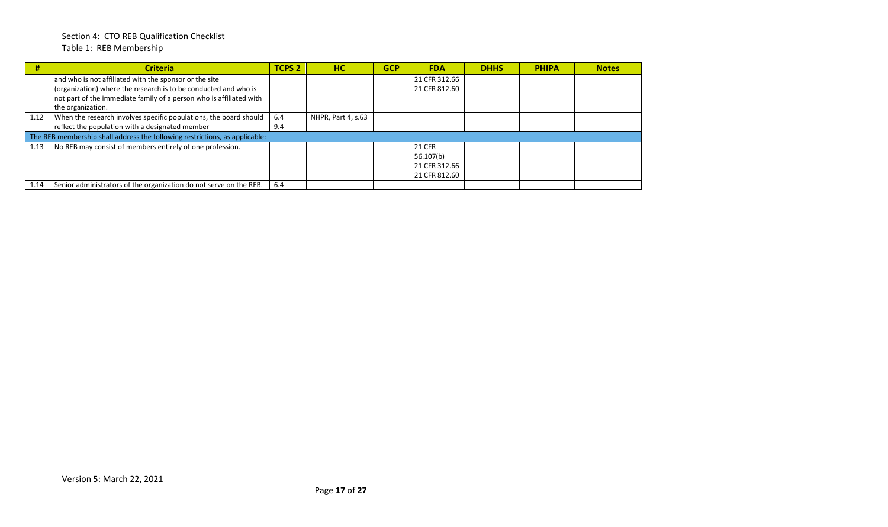Section 4: CTO REB Qualification Checklist

Table 1: REB Membership

| # | Criteria | TCPS 2 | HC | GCP | FDA | DHHS | PHIPA | Notes |
|---|---|---|---|---|---|---|---|---|
| | and who is not affiliated with the sponsor or the site (organization) where the research is to be conducted and who is not part of the immediate family of a person who is affiliated with the organization. | | | | 21 CFR 312.66<br>21 CFR 812.60 | | | |
| 1.12 | When the research involves specific populations, the board should reflect the population with a designated member | 6.4<br>9.4 | NHPR, Part 4, s.63 | | | | | |
| The REB membership shall address the following restrictions, as applicable: | | | | | | | | |
| 1.13 | No REB may consist of members entirely of one profession. | | | | 21 CFR 56.107(b)<br>21 CFR 312.66<br>21 CFR 812.60 | | | |
| 1.14 | Senior administrators of the organization do not serve on the REB. | 6.4 | | | | | | |

Version 5: March 22, 2021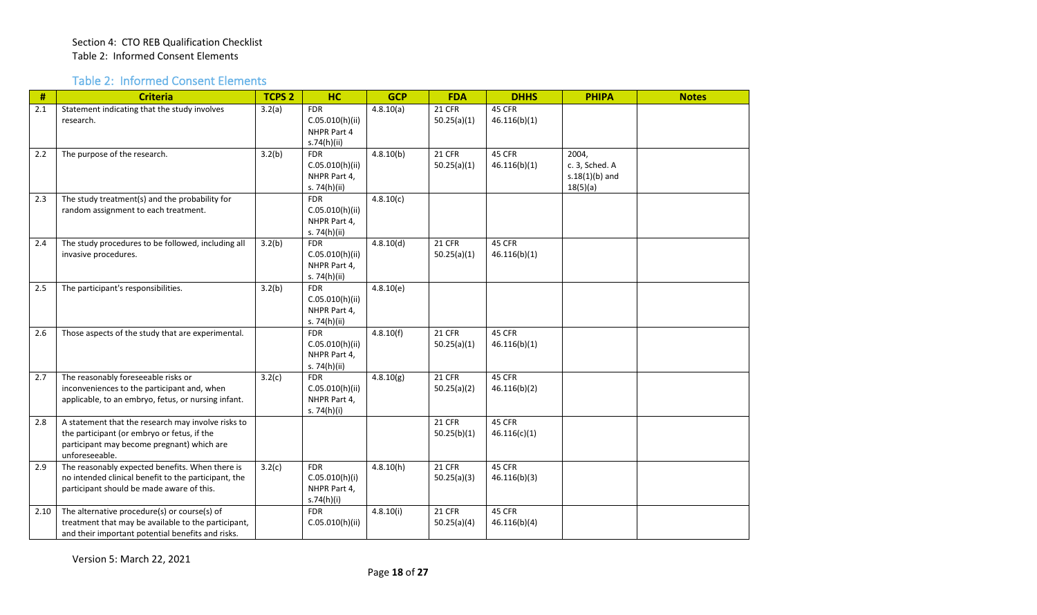Section 4: CTO REB Qualification Checklist
Table 2: Informed Consent Elements

## Table 2: Informed Consent Elements

| # | Criteria | TCPS 2 | HC | GCP | FDA | DHHS | PHIPA | Notes |
|---|---|---|---|---|---|---|---|---|
| 2.1 | Statement indicating that the study involves research. | 3.2(a) | FDR C.05.010(h)(ii) NHPR Part 4 s.74(h)(ii) | 4.8.10(a) | 21 CFR 50.25(a)(1) | 45 CFR 46.116(b)(1) | | |
| 2.2 | The purpose of the research. | 3.2(b) | FDR C.05.010(h)(ii) NHPR Part 4, s. 74(h)(ii) | 4.8.10(b) | 21 CFR 50.25(a)(1) | 45 CFR 46.116(b)(1) | 2004, c. 3, Sched. A s.18(1)(b) and 18(5)(a) | |
| 2.3 | The study treatment(s) and the probability for random assignment to each treatment. | | FDR C.05.010(h)(ii) NHPR Part 4, s. 74(h)(ii) | 4.8.10(c) | | | | |
| 2.4 | The study procedures to be followed, including all invasive procedures. | 3.2(b) | FDR C.05.010(h)(ii) NHPR Part 4, s. 74(h)(ii) | 4.8.10(d) | 21 CFR 50.25(a)(1) | 45 CFR 46.116(b)(1) | | |
| 2.5 | The participant's responsibilities. | 3.2(b) | FDR C.05.010(h)(ii) NHPR Part 4, s. 74(h)(ii) | 4.8.10(e) | | | | |
| 2.6 | Those aspects of the study that are experimental. | | FDR C.05.010(h)(ii) NHPR Part 4, s. 74(h)(ii) | 4.8.10(f) | 21 CFR 50.25(a)(1) | 45 CFR 46.116(b)(1) | | |
| 2.7 | The reasonably foreseeable risks or inconveniences to the participant and, when applicable, to an embryo, fetus, or nursing infant. | 3.2(c) | FDR C.05.010(h)(ii) NHPR Part 4, s. 74(h)(i) | 4.8.10(g) | 21 CFR 50.25(a)(2) | 45 CFR 46.116(b)(2) | | |
| 2.8 | A statement that the research may involve risks to the participant (or embryo or fetus, if the participant may become pregnant) which are unforeseeable. | | | | 21 CFR 50.25(b)(1) | 45 CFR 46.116(c)(1) | | |
| 2.9 | The reasonably expected benefits. When there is no intended clinical benefit to the participant, the participant should be made aware of this. | 3.2(c) | FDR C.05.010(h)(i) NHPR Part 4, s.74(h)(i) | 4.8.10(h) | 21 CFR 50.25(a)(3) | 45 CFR 46.116(b)(3) | | |
| 2.10 | The alternative procedure(s) or course(s) of treatment that may be available to the participant, and their important potential benefits and risks. | | FDR C.05.010(h)(ii) | 4.8.10(i) | 21 CFR 50.25(a)(4) | 45 CFR 46.116(b)(4) | | |

Version 5: March 22, 2021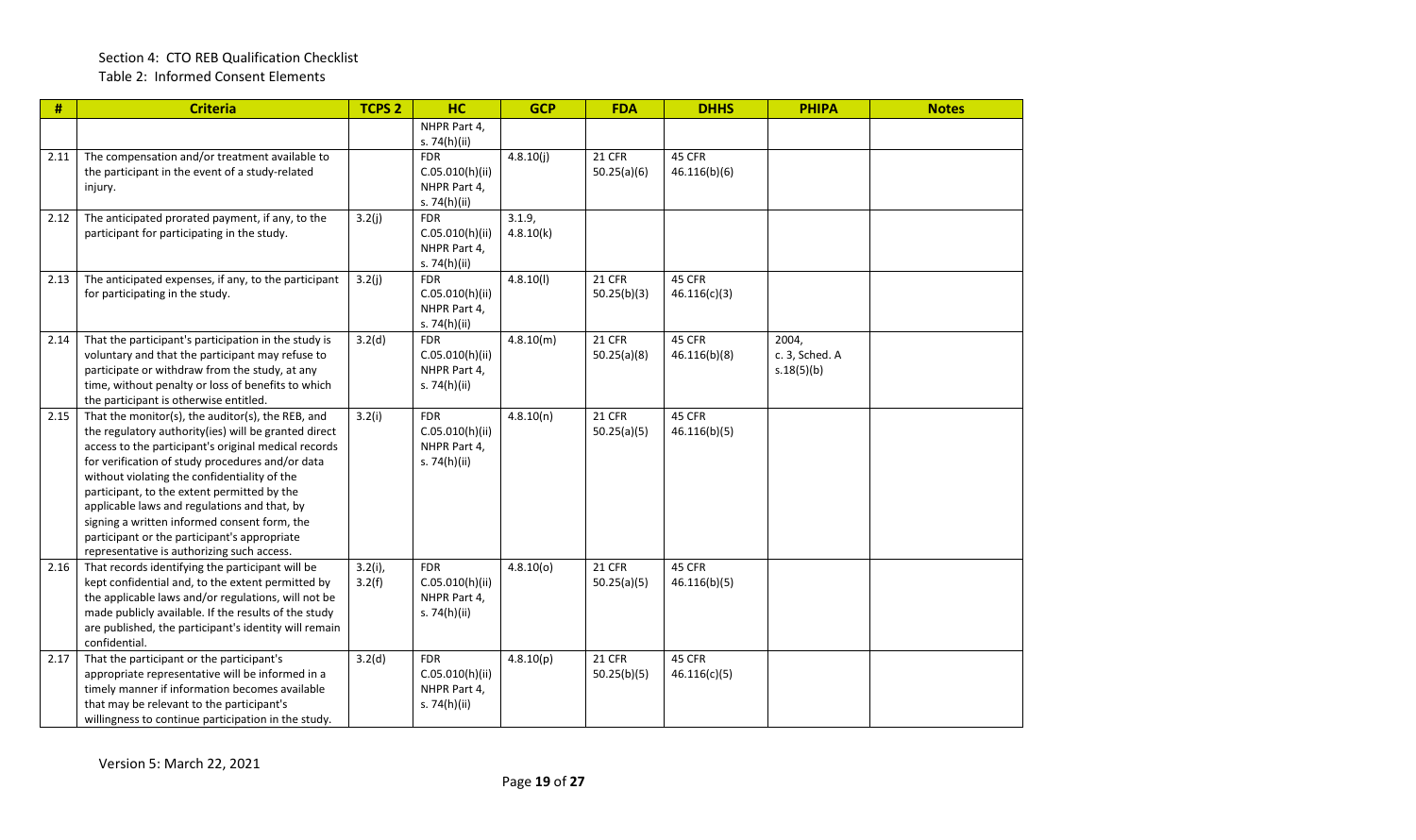Section 4: CTO REB Qualification Checklist

Table 2: Informed Consent Elements

| # | Criteria | TCPS 2 | HC | GCP | FDA | DHHS | PHIPA | Notes |
|---|---|---|---|---|---|---|---|---|
| | | | NHPR Part 4, s. 74(h)(ii) | | | | | |
| 2.11 | The compensation and/or treatment available to the participant in the event of a study-related injury. | | FDR C.05.010(h)(ii) NHPR Part 4, s. 74(h)(ii) | 4.8.10(j) | 21 CFR 50.25(a)(6) | 45 CFR 46.116(b)(6) | | |
| 2.12 | The anticipated prorated payment, if any, to the participant for participating in the study. | 3.2(j) | FDR C.05.010(h)(ii) NHPR Part 4, s. 74(h)(ii) | 3.1.9, 4.8.10(k) | | | | |
| 2.13 | The anticipated expenses, if any, to the participant for participating in the study. | 3.2(j) | FDR C.05.010(h)(ii) NHPR Part 4, s. 74(h)(ii) | 4.8.10(l) | 21 CFR 50.25(b)(3) | 45 CFR 46.116(c)(3) | | |
| 2.14 | That the participant's participation in the study is voluntary and that the participant may refuse to participate or withdraw from the study, at any time, without penalty or loss of benefits to which the participant is otherwise entitled. | 3.2(d) | FDR C.05.010(h)(ii) NHPR Part 4, s. 74(h)(ii) | 4.8.10(m) | 21 CFR 50.25(a)(8) | 45 CFR 46.116(b)(8) | 2004, c. 3, Sched. A s.18(5)(b) | |
| 2.15 | That the monitor(s), the auditor(s), the REB, and the regulatory authority(ies) will be granted direct access to the participant's original medical records for verification of study procedures and/or data without violating the confidentiality of the participant, to the extent permitted by the applicable laws and regulations and that, by signing a written informed consent form, the participant or the participant's appropriate representative is authorizing such access. | 3.2(i) | FDR C.05.010(h)(ii) NHPR Part 4, s. 74(h)(ii) | 4.8.10(n) | 21 CFR 50.25(a)(5) | 45 CFR 46.116(b)(5) | | |
| 2.16 | That records identifying the participant will be kept confidential and, to the extent permitted by the applicable laws and/or regulations, will not be made publicly available. If the results of the study are published, the participant's identity will remain confidential. | 3.2(i), 3.2(f) | FDR C.05.010(h)(ii) NHPR Part 4, s. 74(h)(ii) | 4.8.10(o) | 21 CFR 50.25(a)(5) | 45 CFR 46.116(b)(5) | | |
| 2.17 | That the participant or the participant's appropriate representative will be informed in a timely manner if information becomes available that may be relevant to the participant's willingness to continue participation in the study. | 3.2(d) | FDR C.05.010(h)(ii) NHPR Part 4, s. 74(h)(ii) | 4.8.10(p) | 21 CFR 50.25(b)(5) | 45 CFR 46.116(c)(5) | | |

Version 5: March 22, 2021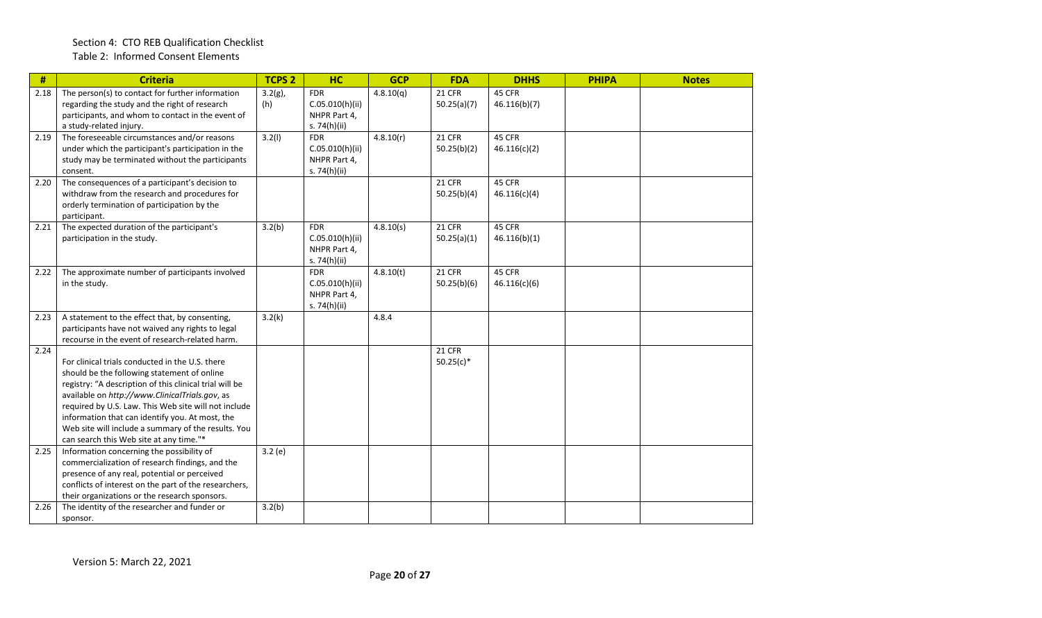Section 4: CTO REB Qualification Checklist

Table 2: Informed Consent Elements

| # | Criteria | TCPS 2 | HC | GCP | FDA | DHHS | PHIPA | Notes |
|---|---|---|---|---|---|---|---|---|
| 2.18 | The person(s) to contact for further information regarding the study and the right of research participants, and whom to contact in the event of a study-related injury. | 3.2(g), (h) | FDR C.05.010(h)(ii) NHPR Part 4, s. 74(h)(ii) | 4.8.10(q) | 21 CFR 50.25(a)(7) | 45 CFR 46.116(b)(7) | | |
| 2.19 | The foreseeable circumstances and/or reasons under which the participant's participation in the study may be terminated without the participants consent. | 3.2(l) | FDR C.05.010(h)(ii) NHPR Part 4, s. 74(h)(ii) | 4.8.10(r) | 21 CFR 50.25(b)(2) | 45 CFR 46.116(c)(2) | | |
| 2.20 | The consequences of a participant's decision to withdraw from the research and procedures for orderly termination of participation by the participant. | | | | 21 CFR 50.25(b)(4) | 45 CFR 46.116(c)(4) | | |
| 2.21 | The expected duration of the participant's participation in the study. | 3.2(b) | FDR C.05.010(h)(ii) NHPR Part 4, s. 74(h)(ii) | 4.8.10(s) | 21 CFR 50.25(a)(1) | 45 CFR 46.116(b)(1) | | |
| 2.22 | The approximate number of participants involved in the study. | | FDR C.05.010(h)(ii) NHPR Part 4, s. 74(h)(ii) | 4.8.10(t) | 21 CFR 50.25(b)(6) | 45 CFR 46.116(c)(6) | | |
| 2.23 | A statement to the effect that, by consenting, participants have not waived any rights to legal recourse in the event of research-related harm. | 3.2(k) | | 4.8.4 | | | | |
| 2.24 | For clinical trials conducted in the U.S. there should be the following statement of online registry: "A description of this clinical trial will be available on *http://www.ClinicalTrials.gov*, as required by U.S. Law. This Web site will not include information that can identify you. At most, the Web site will include a summary of the results. You can search this Web site at any time."* | | | | 21 CFR 50.25(c)* | | | |
| 2.25 | Information concerning the possibility of commercialization of research findings, and the presence of any real, potential or perceived conflicts of interest on the part of the researchers, their organizations or the research sponsors. | 3.2 (e) | | | | | | |
| 2.26 | The identity of the researcher and funder or sponsor. | 3.2(b) | | | | | | |

Version 5: March 22, 2021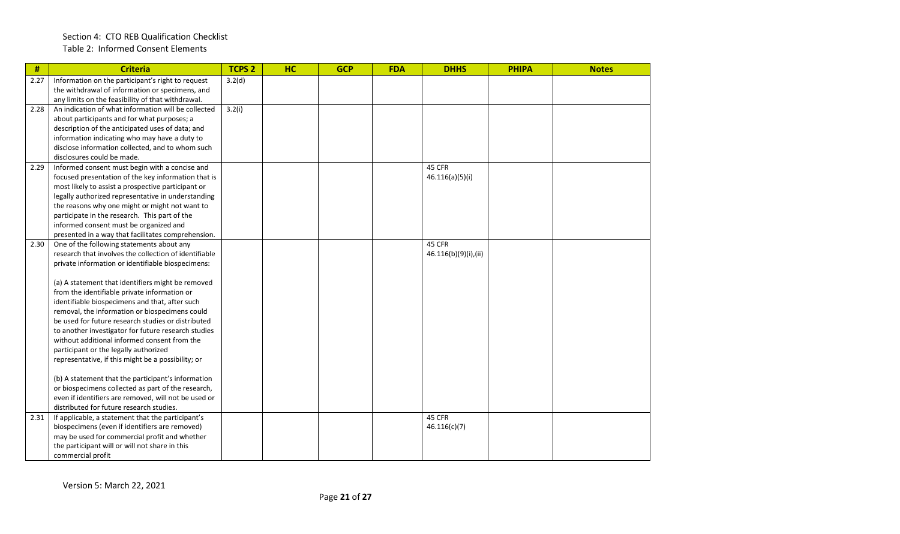Section 4: CTO REB Qualification Checklist

Table 2: Informed Consent Elements

| # | Criteria | TCPS 2 | HC | GCP | FDA | DHHS | PHIPA | Notes |
|---|---|---|---|---|---|---|---|---|
| 2.27 | Information on the participant's right to request the withdrawal of information or specimens, and any limits on the feasibility of that withdrawal. | 3.2(d) | | | | | | |
| 2.28 | An indication of what information will be collected about participants and for what purposes; a description of the anticipated uses of data; and information indicating who may have a duty to disclose information collected, and to whom such disclosures could be made. | 3.2(i) | | | | | | |
| 2.29 | Informed consent must begin with a concise and focused presentation of the key information that is most likely to assist a prospective participant or legally authorized representative in understanding the reasons why one might or might not want to participate in the research. This part of the informed consent must be organized and presented in a way that facilitates comprehension. | | | | | 45 CFR 46.116(a)(5)(i) | | |
| 2.30 | One of the following statements about any research that involves the collection of identifiable private information or identifiable biospecimens:<br><br>(a) A statement that identifiers might be removed from the identifiable private information or identifiable biospecimens and that, after such removal, the information or biospecimens could be used for future research studies or distributed to another investigator for future research studies without additional informed consent from the participant or the legally authorized representative, if this might be a possibility; or<br><br>(b) A statement that the participant's information or biospecimens collected as part of the research, even if identifiers are removed, will not be used or distributed for future research studies. | | | | | 45 CFR 46.116(b)(9)(i),(ii) | | |
| 2.31 | If applicable, a statement that the participant's biospecimens (even if identifiers are removed) may be used for commercial profit and whether the participant will or will not share in this commercial profit | | | | | 45 CFR 46.116(c)(7) | | |

Version 5: March 22, 2021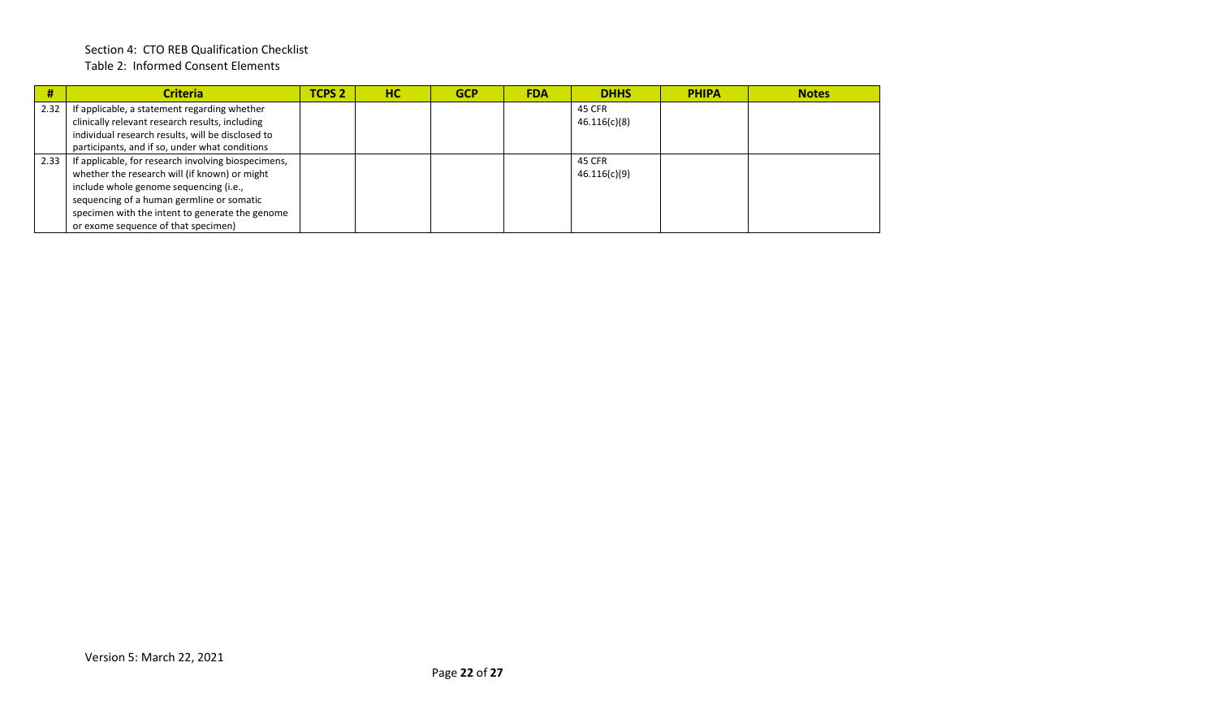Section 4: CTO REB Qualification Checklist

Table 2: Informed Consent Elements

| # | Criteria | TCPS 2 | HC | GCP | FDA | DHHS | PHIPA | Notes |
|---|---|---|---|---|---|---|---|---|
| 2.32 | If applicable, a statement regarding whether clinically relevant research results, including individual research results, will be disclosed to participants, and if so, under what conditions | | | | | 45 CFR 46.116(c)(8) | | |
| 2.33 | If applicable, for research involving biospecimens, whether the research will (if known) or might include whole genome sequencing (i.e., sequencing of a human germline or somatic specimen with the intent to generate the genome or exome sequence of that specimen) | | | | | 45 CFR 46.116(c)(9) | | |

Version 5: March 22, 2021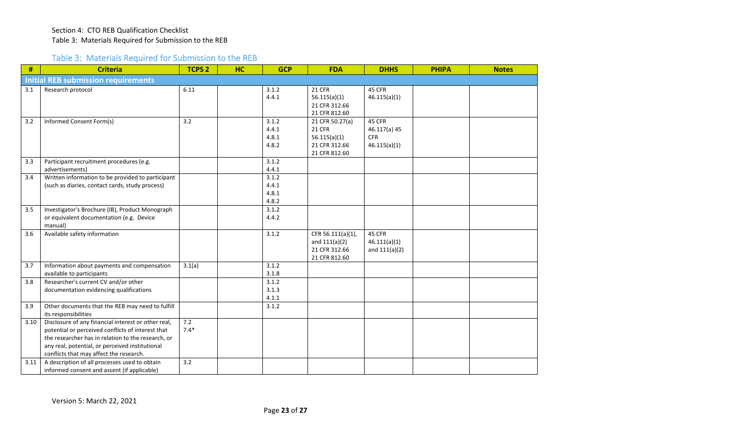Section 4: CTO REB Qualification Checklist

Table 3: Materials Required for Submission to the REB

## Table 3: Materials Required for Submission to the REB

| # | Criteria | TCPS 2 | HC | GCP | FDA | DHHS | PHIPA | Notes |
|---|---|---|---|---|---|---|---|---|
| **Initial REB submission requirements** | | | | | | | | |
| 3.1 | Research protocol | 6.11 | | 3.1.2<br>4.4.1 | 21 CFR 56.115(a)(1)<br>21 CFR 312.66<br>21 CFR 812.60 | 45 CFR 46.115(a)(1) | | |
| 3.2 | Informed Consent Form(s) | 3.2 | | 3.1.2<br>4.4.1<br>4.8.1<br>4.8.2 | 21 CFR 50.27(a)<br>21 CFR 56.115(a)(1)<br>21 CFR 312.66<br>21 CFR 812.60 | 45 CFR 46.117(a) 45 CFR 46.115(a)(1) | | |
| 3.3 | Participant recruitment procedures (e.g. advertisements) | | | 3.1.2<br>4.4.1 | | | | |
| 3.4 | Written information to be provided to participant (such as diaries, contact cards, study process) | | | 3.1.2<br>4.4.1<br>4.8.1<br>4.8.2 | | | | |
| 3.5 | Investigator's Brochure (IB), Product Monograph or equivalent documentation (e.g. Device manual) | | | 3.1.2<br>4.4.2 | | | | |
| 3.6 | Available safety information | | | 3.1.2 | CFR 56.111(a)(1), and 111(a)(2)<br>21 CFR 312.66<br>21 CFR 812.60 | 45 CFR 46.111(a)(1) and 111(a)(2) | | |
| 3.7 | Information about payments and compensation available to participants | 3.1(a) | | 3.1.2<br>3.1.8 | | | | |
| 3.8 | Researcher's current CV and/or other documentation evidencing qualifications | | | 3.1.2<br>3.1.3<br>4.1.1 | | | | |
| 3.9 | Other documents that the REB may need to fulfill its responsibilities | | | 3.1.2 | | | | |
| 3.10 | Disclosure of any financial interest or other real, potential or perceived conflicts of interest that the researcher has in relation to the research, or any real, potential, or perceived institutional conflicts that may affect the research. | 7.2<br>7.4* | | | | | | |
| 3.11 | A description of all processes used to obtain informed consent and assent (if applicable) | 3.2 | | | | | | |

Version 5: March 22, 2021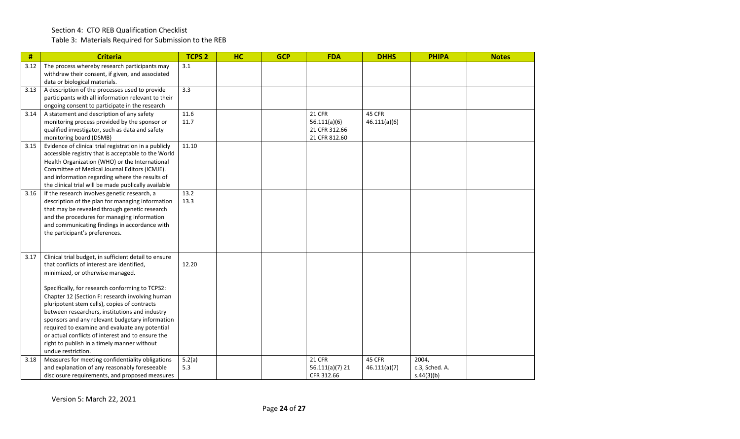Section 4: CTO REB Qualification Checklist

Table 3: Materials Required for Submission to the REB

| # | Criteria | TCPS 2 | HC | GCP | FDA | DHHS | PHIPA | Notes |
|---|---|---|---|---|---|---|---|---|
| 3.12 | The process whereby research participants may withdraw their consent, if given, and associated data or biological materials. | 3.1 | | | | | | |
| 3.13 | A description of the processes used to provide participants with all information relevant to their ongoing consent to participate in the research | 3.3 | | | | | | |
| 3.14 | A statement and description of any safety monitoring process provided by the sponsor or qualified investigator, such as data and safety monitoring board (DSMB) | 11.6<br>11.7 | | | 21 CFR 56.111(a)(6)<br>21 CFR 312.66<br>21 CFR 812.60 | 45 CFR 46.111(a)(6) | | |
| 3.15 | Evidence of clinical trial registration in a publicly accessible registry that is acceptable to the World Health Organization (WHO) or the International Committee of Medical Journal Editors (ICMJE). and information regarding where the results of the clinical trial will be made publically available | 11.10 | | | | | | |
| 3.16 | If the research involves genetic research, a description of the plan for managing information that may be revealed through genetic research and the procedures for managing information and communicating findings in accordance with the participant's preferences. | 13.2<br>13.3 | | | | | | |
| 3.17 | Clinical trial budget, in sufficient detail to ensure that conflicts of interest are identified, minimized, or otherwise managed.<br><br>Specifically, for research conforming to TCPS2: Chapter 12 (Section F: research involving human pluripotent stem cells), copies of contracts between researchers, institutions and industry sponsors and any relevant budgetary information required to examine and evaluate any potential or actual conflicts of interest and to ensure the right to publish in a timely manner without undue restriction. | 12.20 | | | | | | |
| 3.18 | Measures for meeting confidentiality obligations and explanation of any reasonably foreseeable disclosure requirements, and proposed measures | 5.2(a)<br>5.3 | | | 21 CFR 56.111(a)(7) 21 CFR 312.66 | 45 CFR 46.111(a)(7) | 2004, c.3, Sched. A. s.44(3)(b) | |

Version 5: March 22, 2021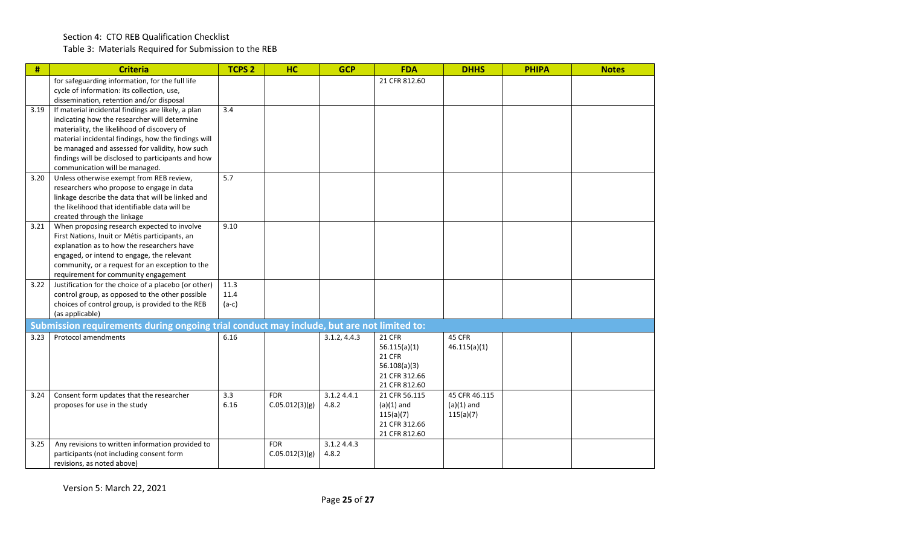Section 4: CTO REB Qualification Checklist

Table 3: Materials Required for Submission to the REB

| # | Criteria | TCPS 2 | HC | GCP | FDA | DHHS | PHIPA | Notes |
|---|---|---|---|---|---|---|---|---|
| | for safeguarding information, for the full life cycle of information: its collection, use, dissemination, retention and/or disposal | | | | 21 CFR 812.60 | | | |
| 3.19 | If material incidental findings are likely, a plan indicating how the researcher will determine materiality, the likelihood of discovery of material incidental findings, how the findings will be managed and assessed for validity, how such findings will be disclosed to participants and how communication will be managed. | 3.4 | | | | | | |
| 3.20 | Unless otherwise exempt from REB review, researchers who propose to engage in data linkage describe the data that will be linked and the likelihood that identifiable data will be created through the linkage | 5.7 | | | | | | |
| 3.21 | When proposing research expected to involve First Nations, Inuit or Métis participants, an explanation as to how the researchers have engaged, or intend to engage, the relevant community, or a request for an exception to the requirement for community engagement | 9.10 | | | | | | |
| 3.22 | Justification for the choice of a placebo (or other) control group, as opposed to the other possible choices of control group, is provided to the REB (as applicable) | 11.3 11.4 (a-c) | | | | | | |
| **Submission requirements during ongoing trial conduct may include, but are not limited to:** | | | | | | | | |
| 3.23 | Protocol amendments | 6.16 | | 3.1.2, 4.4.3 | 21 CFR 56.115(a)(1) 21 CFR 56.108(a)(3) 21 CFR 312.66 21 CFR 812.60 | 45 CFR 46.115(a)(1) | | |
| 3.24 | Consent form updates that the researcher proposes for use in the study | 3.3 6.16 | FDR C.05.012(3)(g) | 3.1.2 4.4.1 4.8.2 | 21 CFR 56.115 (a)(1) and 115(a)(7) 21 CFR 312.66 21 CFR 812.60 | 45 CFR 46.115 (a)(1) and 115(a)(7) | | |
| 3.25 | Any revisions to written information provided to participants (not including consent form revisions, as noted above) | | FDR C.05.012(3)(g) | 3.1.2 4.4.3 4.8.2 | | | | |

Version 5: March 22, 2021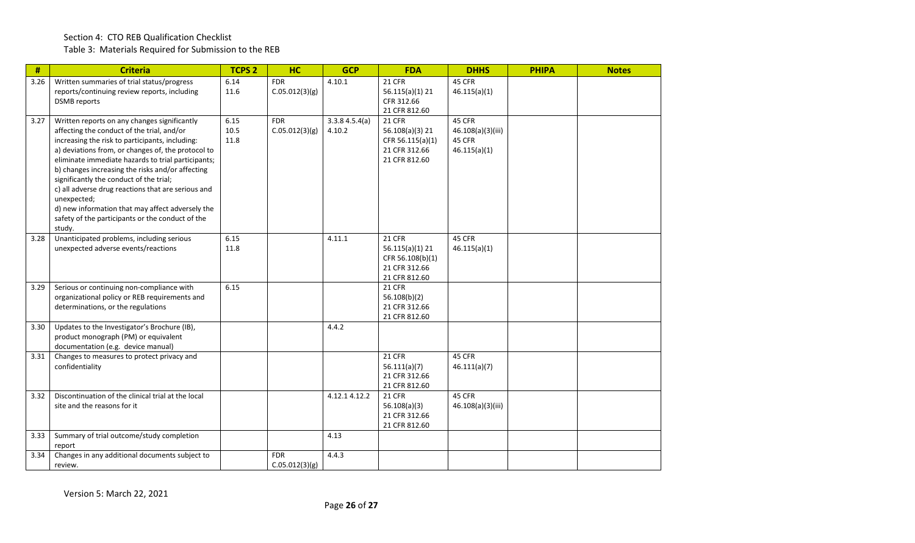Section 4: CTO REB Qualification Checklist

Table 3: Materials Required for Submission to the REB

| # | Criteria | TCPS 2 | HC | GCP | FDA | DHHS | PHIPA | Notes |
|---|---|---|---|---|---|---|---|---|
| 3.26 | Written summaries of trial status/progress reports/continuing review reports, including DSMB reports | 6.14 11.6 | FDR C.05.012(3)(g) | 4.10.1 | 21 CFR 56.115(a)(1) 21 CFR 312.66 21 CFR 812.60 | 45 CFR 46.115(a)(1) | | |
| 3.27 | Written reports on any changes significantly affecting the conduct of the trial, and/or increasing the risk to participants, including: a) deviations from, or changes of, the protocol to eliminate immediate hazards to trial participants; b) changes increasing the risks and/or affecting significantly the conduct of the trial; c) all adverse drug reactions that are serious and unexpected; d) new information that may affect adversely the safety of the participants or the conduct of the study. | 6.15 10.5 11.8 | FDR C.05.012(3)(g) | 3.3.8 4.5.4(a) 4.10.2 | 21 CFR 56.108(a)(3) 21 CFR 56.115(a)(1) 21 CFR 312.66 21 CFR 812.60 | 45 CFR 46.108(a)(3)(iii) 45 CFR 46.115(a)(1) | | |
| 3.28 | Unanticipated problems, including serious unexpected adverse events/reactions | 6.15 11.8 | | 4.11.1 | 21 CFR 56.115(a)(1) 21 CFR 56.108(b)(1) 21 CFR 312.66 21 CFR 812.60 | 45 CFR 46.115(a)(1) | | |
| 3.29 | Serious or continuing non-compliance with organizational policy or REB requirements and determinations, or the regulations | 6.15 | | | 21 CFR 56.108(b)(2) 21 CFR 312.66 21 CFR 812.60 | | | |
| 3.30 | Updates to the Investigator's Brochure (IB), product monograph (PM) or equivalent documentation (e.g. device manual) | | | 4.4.2 | | | | |
| 3.31 | Changes to measures to protect privacy and confidentiality | | | | 21 CFR 56.111(a)(7) 21 CFR 312.66 21 CFR 812.60 | 45 CFR 46.111(a)(7) | | |
| 3.32 | Discontinuation of the clinical trial at the local site and the reasons for it | | | 4.12.1 4.12.2 | 21 CFR 56.108(a)(3) 21 CFR 312.66 21 CFR 812.60 | 45 CFR 46.108(a)(3)(iii) | | |
| 3.33 | Summary of trial outcome/study completion report | | | 4.13 | | | | |
| 3.34 | Changes in any additional documents subject to review. | | FDR C.05.012(3)(g) | 4.4.3 | | | | |

Version 5: March 22, 2021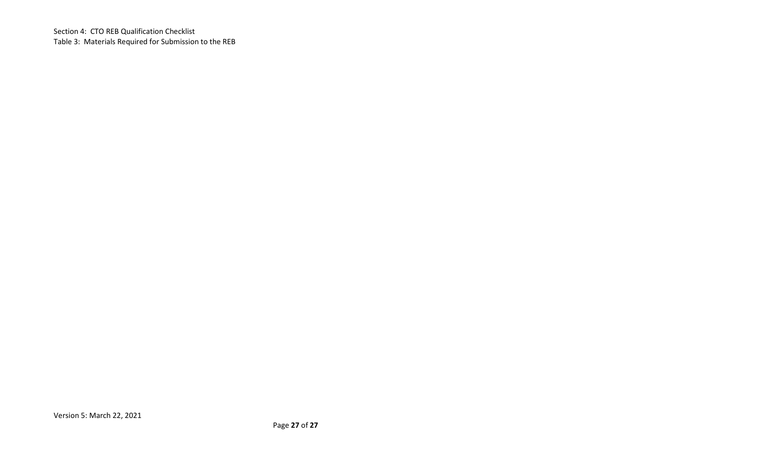Section 4: CTO REB Qualification Checklist

Table 3: Materials Required for Submission to the REB

Version 5: March 22, 2021